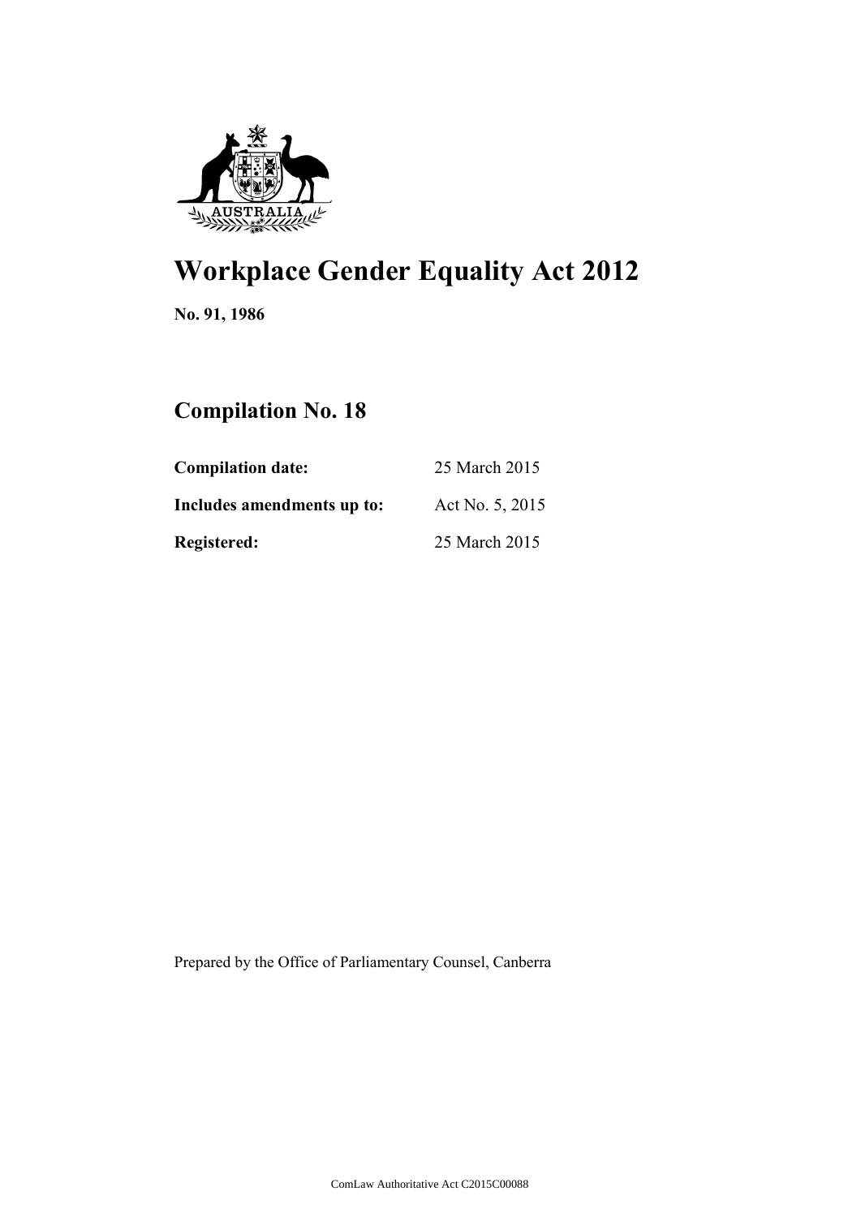# Workplace Gender Equality Act 2012

**No. 91, 1986**

## Compilation No. 18

| | |
|---|---|
| **Compilation date:** | 25 March 2015 |
| **Includes amendments up to:** | Act No. 5, 2015 |
| **Registered:** | 25 March 2015 |

Prepared by the Office of Parliamentary Counsel, Canberra

ComLaw Authoritative Act C2015C00088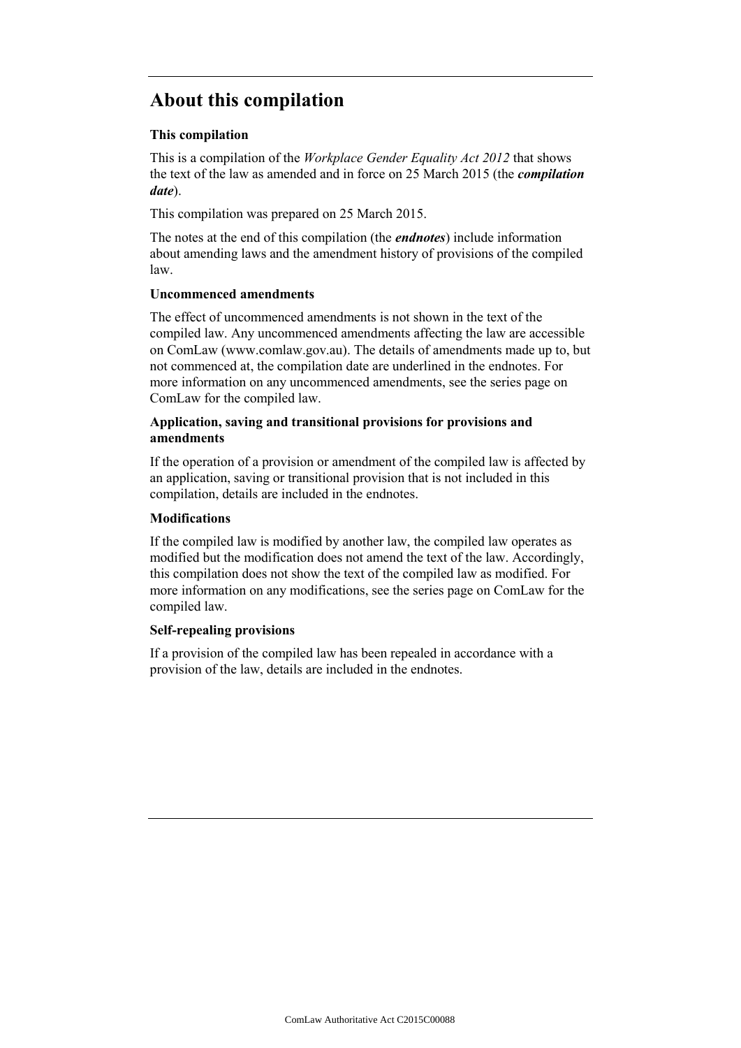## About this compilation

### This compilation

This is a compilation of the *Workplace Gender Equality Act 2012* that shows the text of the law as amended and in force on 25 March 2015 (the ***compilation date***).

This compilation was prepared on 25 March 2015.

The notes at the end of this compilation (the ***endnotes***) include information about amending laws and the amendment history of provisions of the compiled law.

### Uncommenced amendments

The effect of uncommenced amendments is not shown in the text of the compiled law. Any uncommenced amendments affecting the law are accessible on ComLaw (www.comlaw.gov.au). The details of amendments made up to, but not commenced at, the compilation date are underlined in the endnotes. For more information on any uncommenced amendments, see the series page on ComLaw for the compiled law.

### Application, saving and transitional provisions for provisions and amendments

If the operation of a provision or amendment of the compiled law is affected by an application, saving or transitional provision that is not included in this compilation, details are included in the endnotes.

### Modifications

If the compiled law is modified by another law, the compiled law operates as modified but the modification does not amend the text of the law. Accordingly, this compilation does not show the text of the compiled law as modified. For more information on any modifications, see the series page on ComLaw for the compiled law.

### Self-repealing provisions

If a provision of the compiled law has been repealed in accordance with a provision of the law, details are included in the endnotes.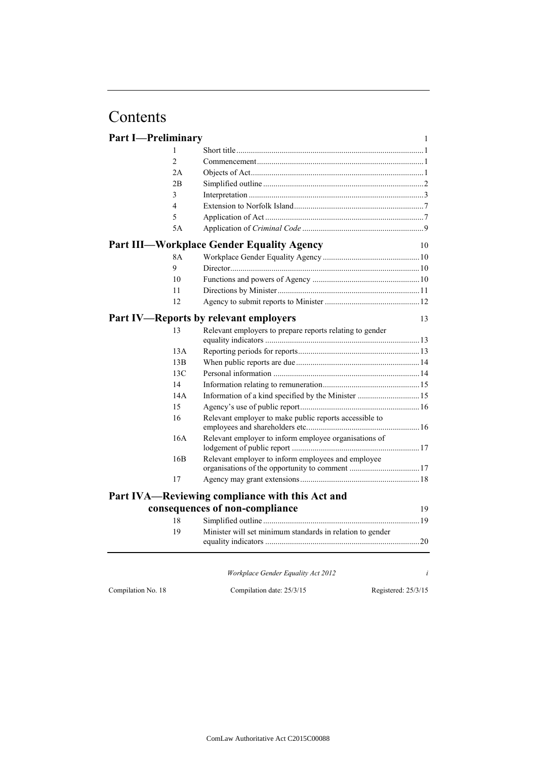# Contents

## Part I—Preliminary 1

| | | |
|---|---|---|
| 1 | Short title | 1 |
| 2 | Commencement | 1 |
| 2A | Objects of Act | 1 |
| 2B | Simplified outline | 2 |
| 3 | Interpretation | 3 |
| 4 | Extension to Norfolk Island | 7 |
| 5 | Application of Act | 7 |
| 5A | Application of *Criminal Code* | 9 |

## Part III—Workplace Gender Equality Agency 10

| | | |
|---|---|---|
| 8A | Workplace Gender Equality Agency | 10 |
| 9 | Director | 10 |
| 10 | Functions and powers of Agency | 10 |
| 11 | Directions by Minister | 11 |
| 12 | Agency to submit reports to Minister | 12 |

## Part IV—Reports by relevant employers 13

| | | |
|---|---|---|
| 13 | Relevant employers to prepare reports relating to gender equality indicators | 13 |
| 13A | Reporting periods for reports | 13 |
| 13B | When public reports are due | 14 |
| 13C | Personal information | 14 |
| 14 | Information relating to remuneration | 15 |
| 14A | Information of a kind specified by the Minister | 15 |
| 15 | Agency's use of public report | 16 |
| 16 | Relevant employer to make public reports accessible to employees and shareholders etc. | 16 |
| 16A | Relevant employer to inform employee organisations of lodgement of public report | 17 |
| 16B | Relevant employer to inform employees and employee organisations of the opportunity to comment | 17 |
| 17 | Agency may grant extensions | 18 |

## Part IVA—Reviewing compliance with this Act and consequences of non-compliance 19

| | | |
|---|---|---|
| 18 | Simplified outline | 19 |
| 19 | Minister will set minimum standards in relation to gender equality indicators | 20 |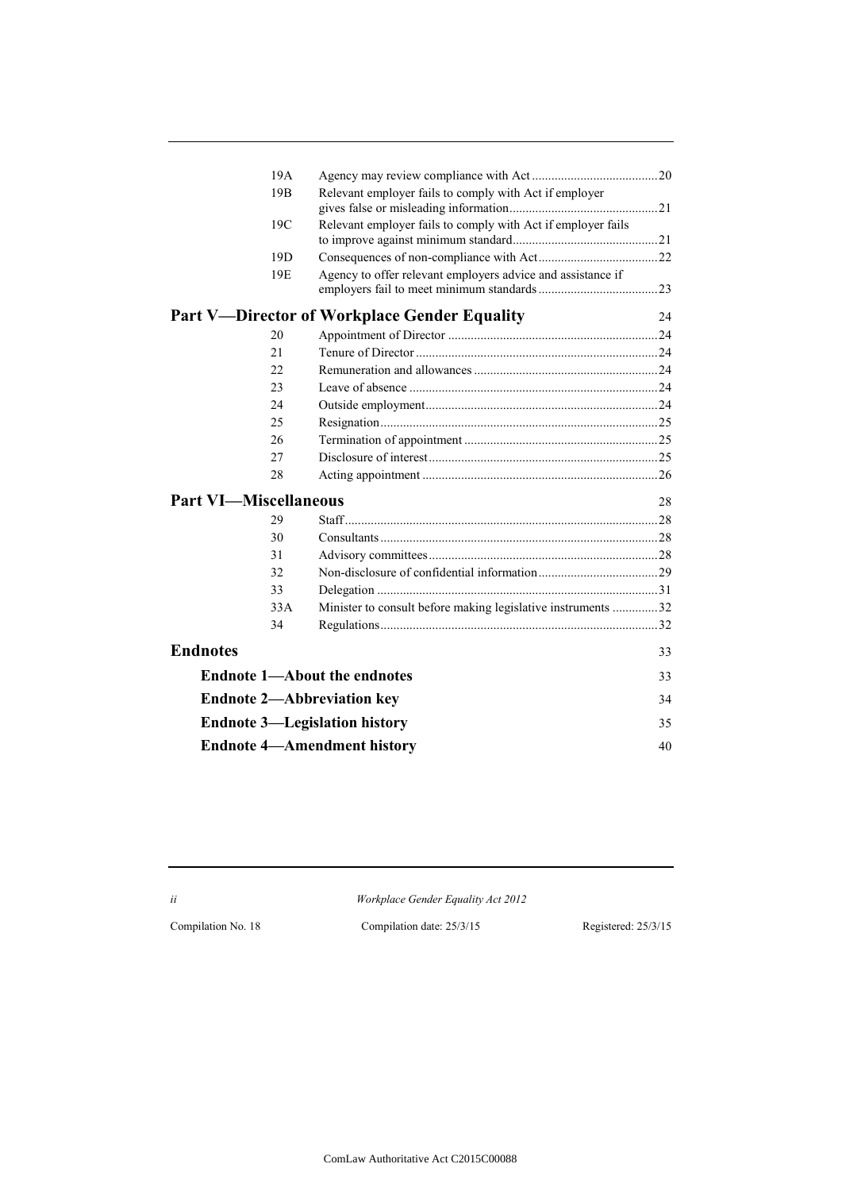| | | |
|---|---|---|
| 19A | Agency may review compliance with Act | 20 |
| 19B | Relevant employer fails to comply with Act if employer gives false or misleading information | 21 |
| 19C | Relevant employer fails to comply with Act if employer fails to improve against minimum standard | 21 |
| 19D | Consequences of non-compliance with Act | 22 |
| 19E | Agency to offer relevant employers advice and assistance if employers fail to meet minimum standards | 23 |

## Part V—Director of Workplace Gender Equality 24

| | | |
|---|---|---|
| 20 | Appointment of Director | 24 |
| 21 | Tenure of Director | 24 |
| 22 | Remuneration and allowances | 24 |
| 23 | Leave of absence | 24 |
| 24 | Outside employment | 24 |
| 25 | Resignation | 25 |
| 26 | Termination of appointment | 25 |
| 27 | Disclosure of interest | 25 |
| 28 | Acting appointment | 26 |

## Part VI—Miscellaneous 28

| | | |
|---|---|---|
| 29 | Staff | 28 |
| 30 | Consultants | 28 |
| 31 | Advisory committees | 28 |
| 32 | Non-disclosure of confidential information | 29 |
| 33 | Delegation | 31 |
| 33A | Minister to consult before making legislative instruments | 32 |
| 34 | Regulations | 32 |

## Endnotes 33

### Endnote 1—About the endnotes 33

### Endnote 2—Abbreviation key 34

### Endnote 3—Legislation history 35

### Endnote 4—Amendment history 40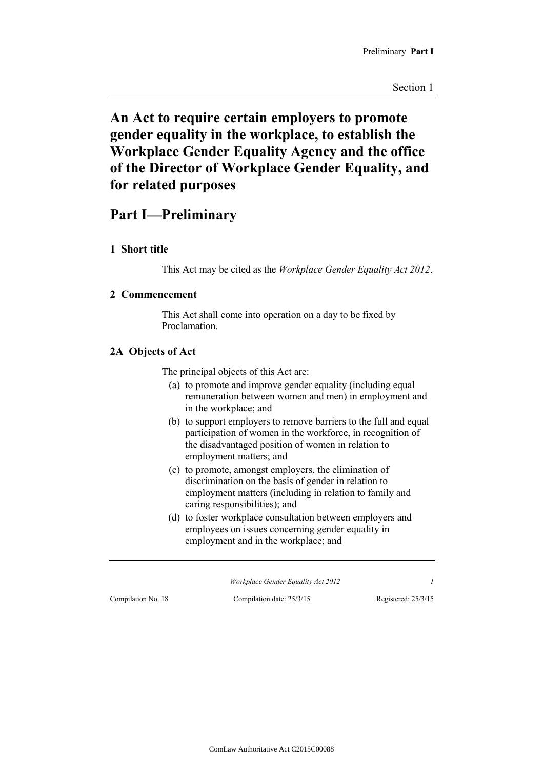# An Act to require certain employers to promote gender equality in the workplace, to establish the Workplace Gender Equality Agency and the office of the Director of Workplace Gender Equality, and for related purposes

## Part I—Preliminary

### 1 Short title

This Act may be cited as the *Workplace Gender Equality Act 2012*.

### 2 Commencement

This Act shall come into operation on a day to be fixed by Proclamation.

### 2A Objects of Act

The principal objects of this Act are:

- (a) to promote and improve gender equality (including equal remuneration between women and men) in employment and in the workplace; and
- (b) to support employers to remove barriers to the full and equal participation of women in the workforce, in recognition of the disadvantaged position of women in relation to employment matters; and
- (c) to promote, amongst employers, the elimination of discrimination on the basis of gender in relation to employment matters (including in relation to family and caring responsibilities); and
- (d) to foster workplace consultation between employers and employees on issues concerning gender equality in employment and in the workplace; and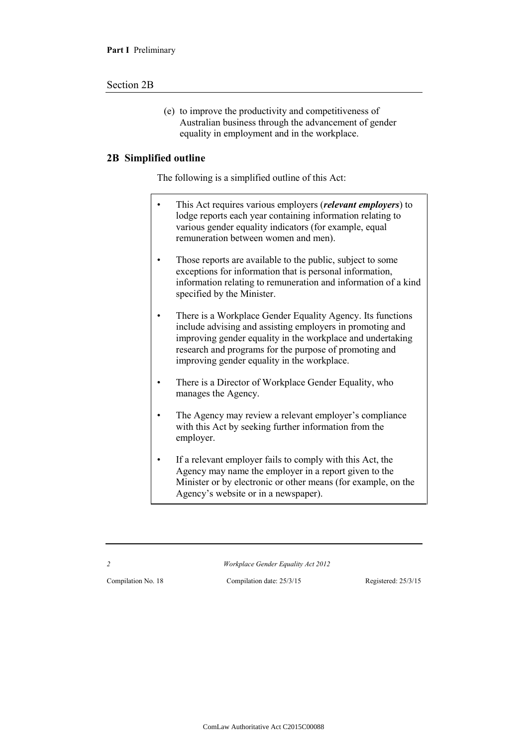(e) to improve the productivity and competitiveness of Australian business through the advancement of gender equality in employment and in the workplace.

## 2B Simplified outline

The following is a simplified outline of this Act:

- This Act requires various employers (***relevant employers***) to lodge reports each year containing information relating to various gender equality indicators (for example, equal remuneration between women and men).
- Those reports are available to the public, subject to some exceptions for information that is personal information, information relating to remuneration and information of a kind specified by the Minister.
- There is a Workplace Gender Equality Agency. Its functions include advising and assisting employers in promoting and improving gender equality in the workplace and undertaking research and programs for the purpose of promoting and improving gender equality in the workplace.
- There is a Director of Workplace Gender Equality, who manages the Agency.
- The Agency may review a relevant employer's compliance with this Act by seeking further information from the employer.
- If a relevant employer fails to comply with this Act, the Agency may name the employer in a report given to the Minister or by electronic or other means (for example, on the Agency's website or in a newspaper).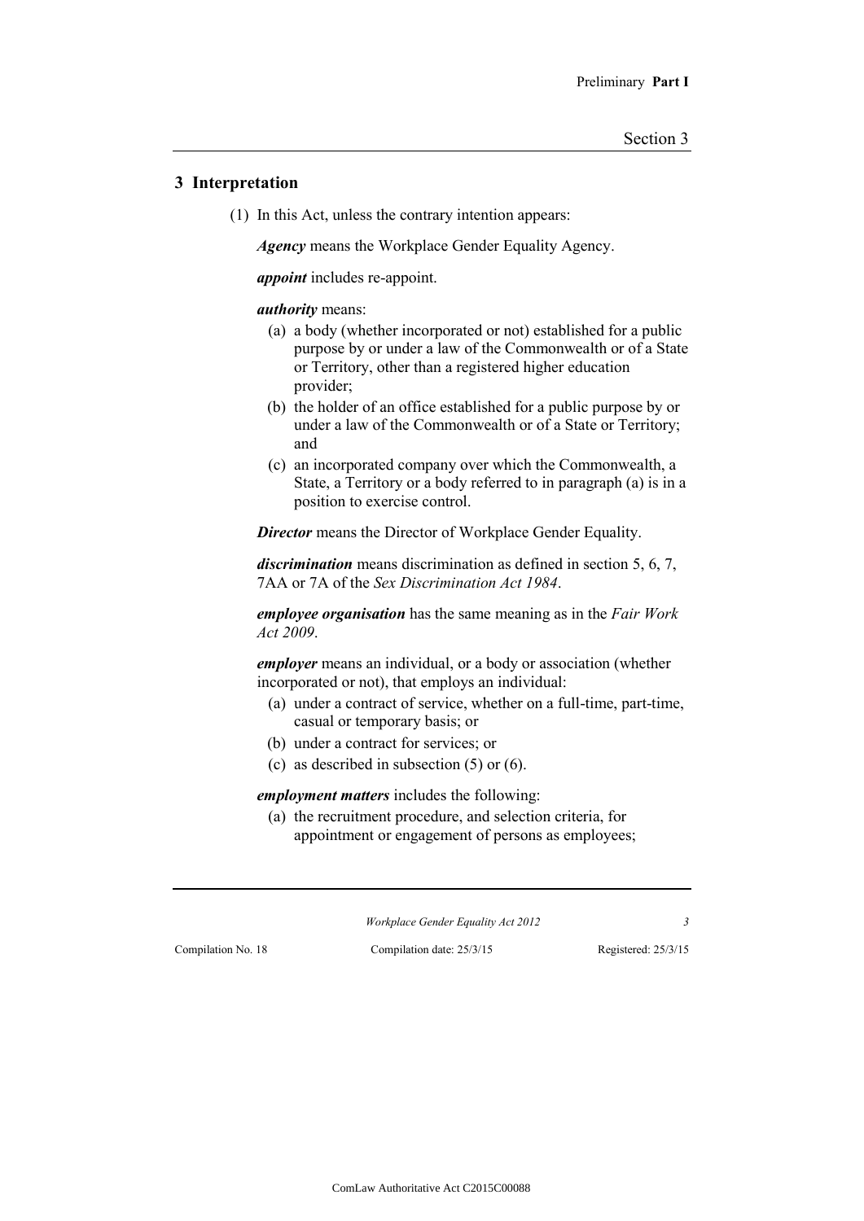## 3 Interpretation

(1) In this Act, unless the contrary intention appears:

***Agency*** means the Workplace Gender Equality Agency.

***appoint*** includes re-appoint.

***authority*** means:

- (a) a body (whether incorporated or not) established for a public purpose by or under a law of the Commonwealth or of a State or Territory, other than a registered higher education provider;
- (b) the holder of an office established for a public purpose by or under a law of the Commonwealth or of a State or Territory; and
- (c) an incorporated company over which the Commonwealth, a State, a Territory or a body referred to in paragraph (a) is in a position to exercise control.

***Director*** means the Director of Workplace Gender Equality.

***discrimination*** means discrimination as defined in section 5, 6, 7, 7AA or 7A of the *Sex Discrimination Act 1984*.

***employee organisation*** has the same meaning as in the *Fair Work Act 2009*.

***employer*** means an individual, or a body or association (whether incorporated or not), that employs an individual:

- (a) under a contract of service, whether on a full-time, part-time, casual or temporary basis; or
- (b) under a contract for services; or
- (c) as described in subsection (5) or (6).

***employment matters*** includes the following:

- (a) the recruitment procedure, and selection criteria, for appointment or engagement of persons as employees;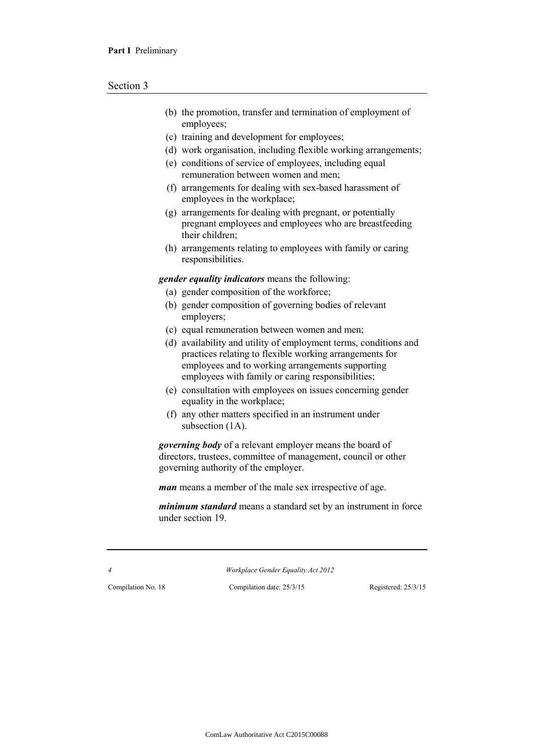- (b) the promotion, transfer and termination of employment of employees;
- (c) training and development for employees;
- (d) work organisation, including flexible working arrangements;
- (e) conditions of service of employees, including equal remuneration between women and men;
- (f) arrangements for dealing with sex-based harassment of employees in the workplace;
- (g) arrangements for dealing with pregnant, or potentially pregnant employees and employees who are breastfeeding their children;
- (h) arrangements relating to employees with family or caring responsibilities.

***gender equality indicators*** means the following:

- (a) gender composition of the workforce;
- (b) gender composition of governing bodies of relevant employers;
- (c) equal remuneration between women and men;
- (d) availability and utility of employment terms, conditions and practices relating to flexible working arrangements for employees and to working arrangements supporting employees with family or caring responsibilities;
- (e) consultation with employees on issues concerning gender equality in the workplace;
- (f) any other matters specified in an instrument under subsection (1A).

***governing body*** of a relevant employer means the board of directors, trustees, committee of management, council or other governing authority of the employer.

***man*** means a member of the male sex irrespective of age.

***minimum standard*** means a standard set by an instrument in force under section 19.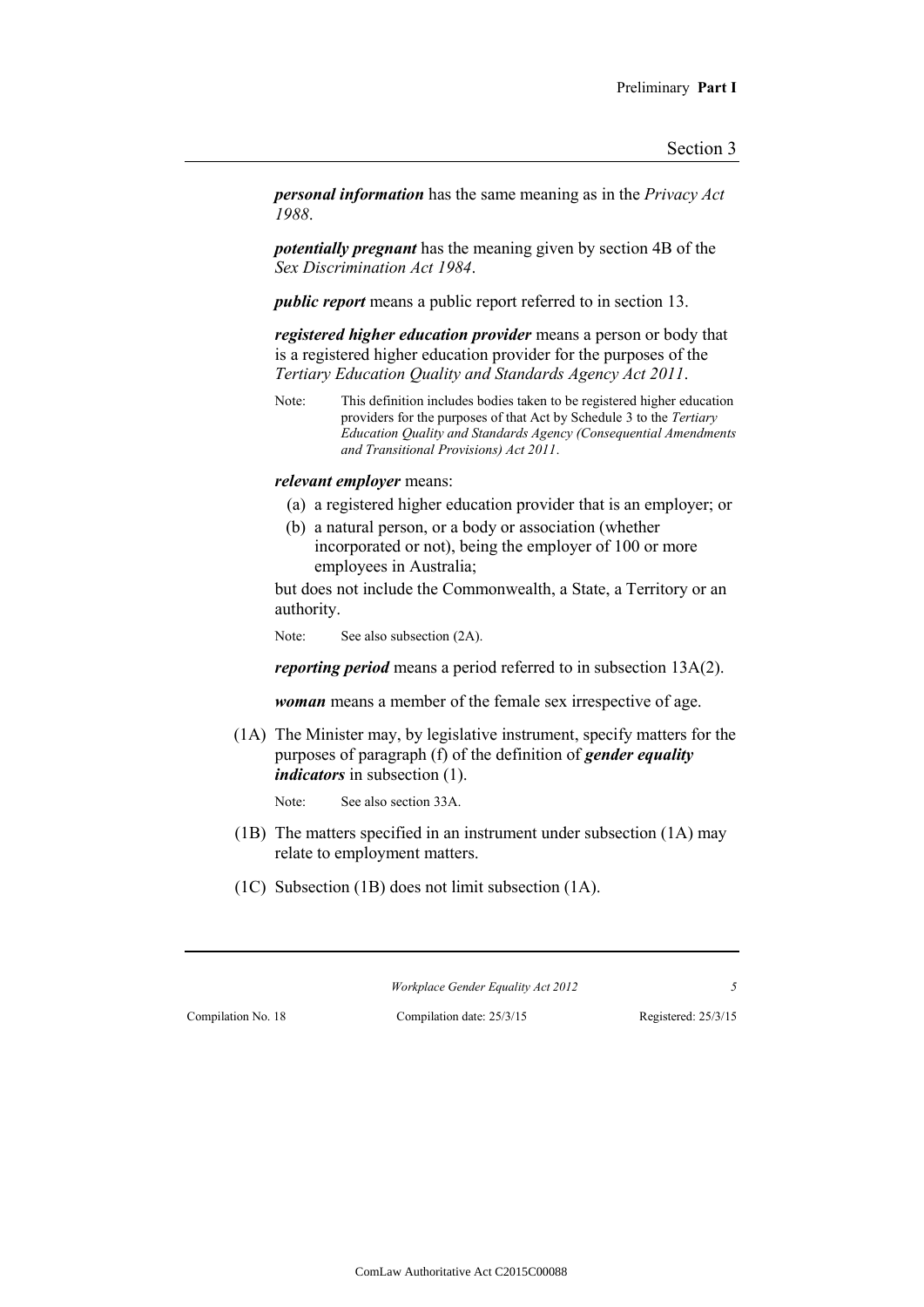***personal information*** has the same meaning as in the *Privacy Act 1988*.

***potentially pregnant*** has the meaning given by section 4B of the *Sex Discrimination Act 1984*.

***public report*** means a public report referred to in section 13.

***registered higher education provider*** means a person or body that is a registered higher education provider for the purposes of the *Tertiary Education Quality and Standards Agency Act 2011*.

Note: This definition includes bodies taken to be registered higher education providers for the purposes of that Act by Schedule 3 to the *Tertiary Education Quality and Standards Agency (Consequential Amendments and Transitional Provisions) Act 2011*.

***relevant employer*** means:

(a) a registered higher education provider that is an employer; or

(b) a natural person, or a body or association (whether incorporated or not), being the employer of 100 or more employees in Australia;

but does not include the Commonwealth, a State, a Territory or an authority.

Note: See also subsection (2A).

***reporting period*** means a period referred to in subsection 13A(2).

***woman*** means a member of the female sex irrespective of age.

(1A) The Minister may, by legislative instrument, specify matters for the purposes of paragraph (f) of the definition of ***gender equality indicators*** in subsection (1).

Note: See also section 33A.

(1B) The matters specified in an instrument under subsection (1A) may relate to employment matters.

(1C) Subsection (1B) does not limit subsection (1A).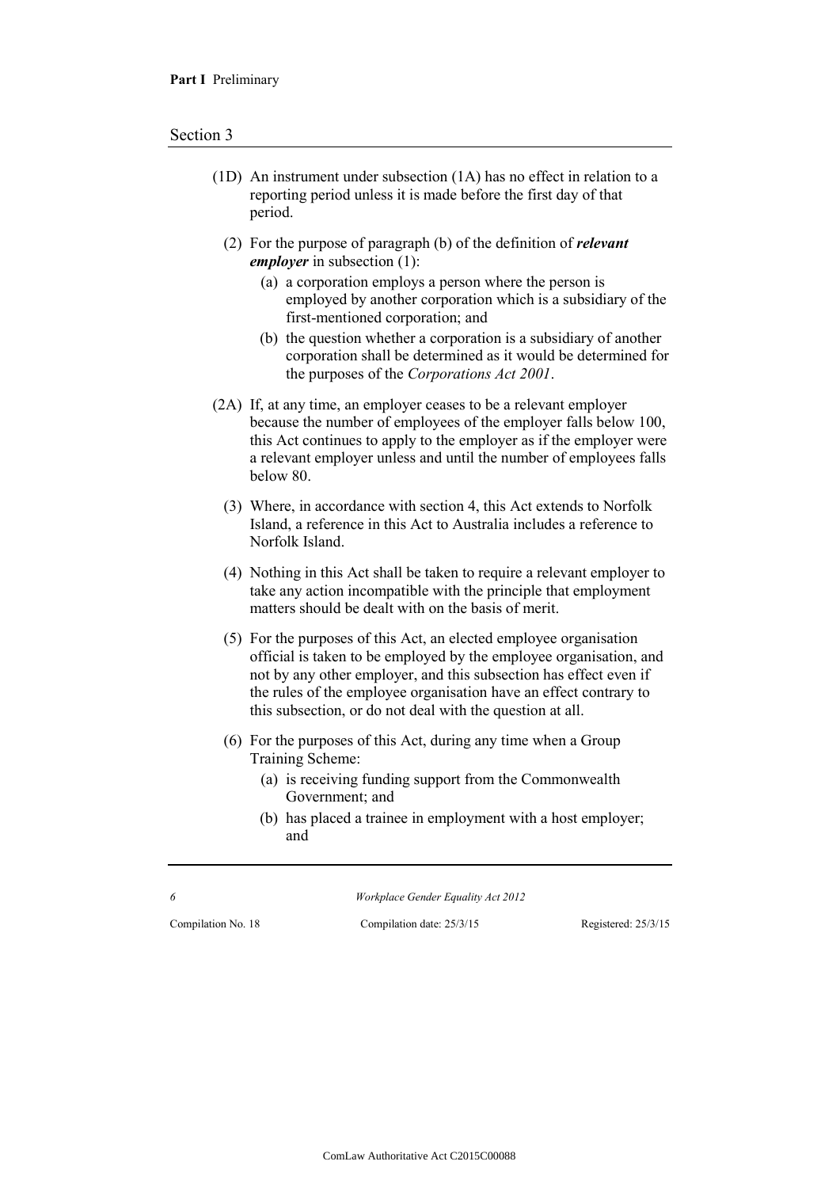(1D) An instrument under subsection (1A) has no effect in relation to a reporting period unless it is made before the first day of that period.

(2) For the purpose of paragraph (b) of the definition of ***relevant employer*** in subsection (1):

- (a) a corporation employs a person where the person is employed by another corporation which is a subsidiary of the first-mentioned corporation; and
- (b) the question whether a corporation is a subsidiary of another corporation shall be determined as it would be determined for the purposes of the *Corporations Act 2001*.

(2A) If, at any time, an employer ceases to be a relevant employer because the number of employees of the employer falls below 100, this Act continues to apply to the employer as if the employer were a relevant employer unless and until the number of employees falls below 80.

(3) Where, in accordance with section 4, this Act extends to Norfolk Island, a reference in this Act to Australia includes a reference to Norfolk Island.

(4) Nothing in this Act shall be taken to require a relevant employer to take any action incompatible with the principle that employment matters should be dealt with on the basis of merit.

(5) For the purposes of this Act, an elected employee organisation official is taken to be employed by the employee organisation, and not by any other employer, and this subsection has effect even if the rules of the employee organisation have an effect contrary to this subsection, or do not deal with the question at all.

(6) For the purposes of this Act, during any time when a Group Training Scheme:

- (a) is receiving funding support from the Commonwealth Government; and
- (b) has placed a trainee in employment with a host employer; and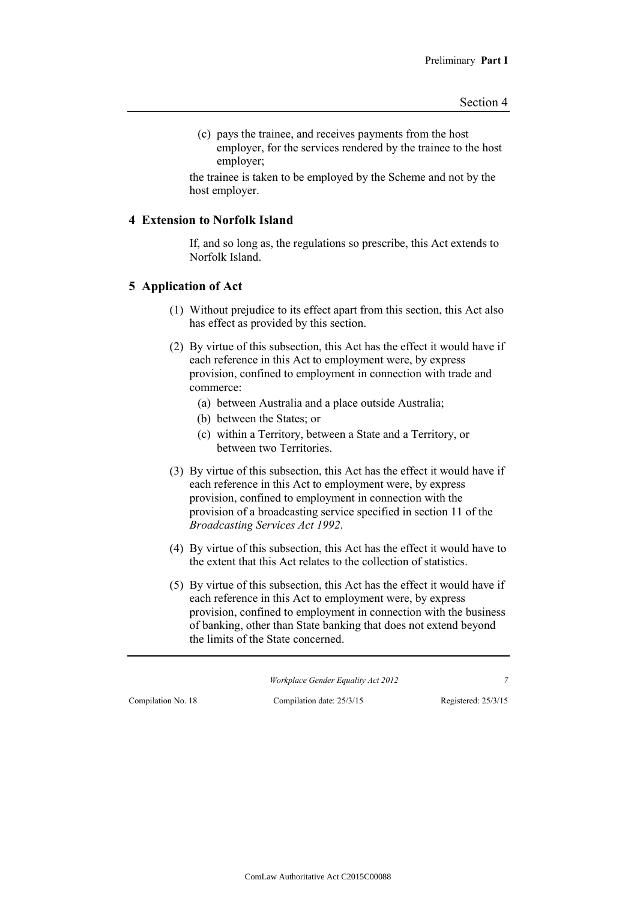(c) pays the trainee, and receives payments from the host employer, for the services rendered by the trainee to the host employer;

the trainee is taken to be employed by the Scheme and not by the host employer.

## 4 Extension to Norfolk Island

If, and so long as, the regulations so prescribe, this Act extends to Norfolk Island.

## 5 Application of Act

(1) Without prejudice to its effect apart from this section, this Act also has effect as provided by this section.

(2) By virtue of this subsection, this Act has the effect it would have if each reference in this Act to employment were, by express provision, confined to employment in connection with trade and commerce:

- (a) between Australia and a place outside Australia;
- (b) between the States; or
- (c) within a Territory, between a State and a Territory, or between two Territories.

(3) By virtue of this subsection, this Act has the effect it would have if each reference in this Act to employment were, by express provision, confined to employment in connection with the provision of a broadcasting service specified in section 11 of the *Broadcasting Services Act 1992*.

(4) By virtue of this subsection, this Act has the effect it would have to the extent that this Act relates to the collection of statistics.

(5) By virtue of this subsection, this Act has the effect it would have if each reference in this Act to employment were, by express provision, confined to employment in connection with the business of banking, other than State banking that does not extend beyond the limits of the State concerned.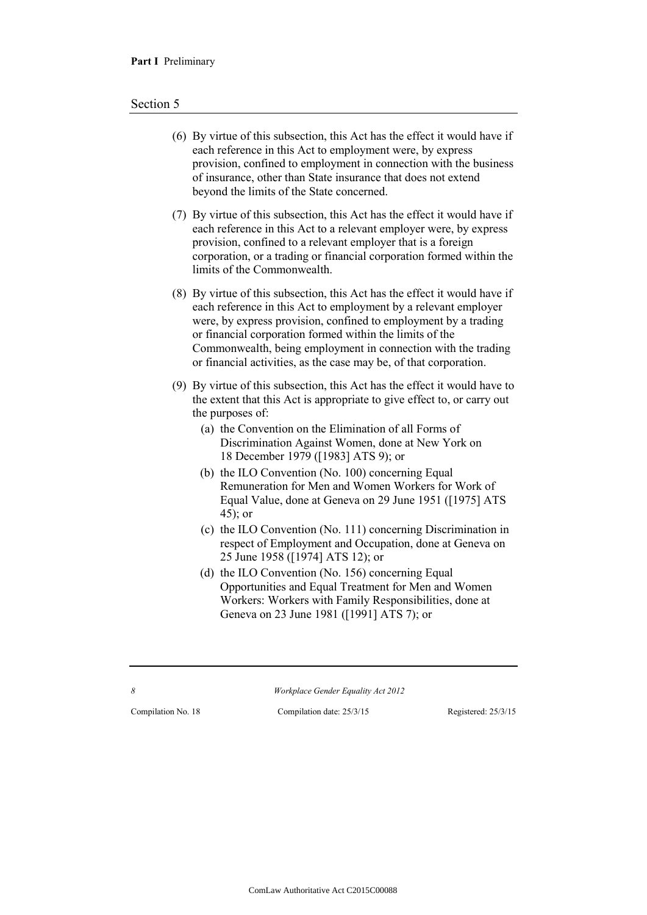(6) By virtue of this subsection, this Act has the effect it would have if each reference in this Act to employment were, by express provision, confined to employment in connection with the business of insurance, other than State insurance that does not extend beyond the limits of the State concerned.

(7) By virtue of this subsection, this Act has the effect it would have if each reference in this Act to a relevant employer were, by express provision, confined to a relevant employer that is a foreign corporation, or a trading or financial corporation formed within the limits of the Commonwealth.

(8) By virtue of this subsection, this Act has the effect it would have if each reference in this Act to employment by a relevant employer were, by express provision, confined to employment by a trading or financial corporation formed within the limits of the Commonwealth, being employment in connection with the trading or financial activities, as the case may be, of that corporation.

(9) By virtue of this subsection, this Act has the effect it would have to the extent that this Act is appropriate to give effect to, or carry out the purposes of:

(a) the Convention on the Elimination of all Forms of Discrimination Against Women, done at New York on 18 December 1979 ([1983] ATS 9); or

(b) the ILO Convention (No. 100) concerning Equal Remuneration for Men and Women Workers for Work of Equal Value, done at Geneva on 29 June 1951 ([1975] ATS 45); or

(c) the ILO Convention (No. 111) concerning Discrimination in respect of Employment and Occupation, done at Geneva on 25 June 1958 ([1974] ATS 12); or

(d) the ILO Convention (No. 156) concerning Equal Opportunities and Equal Treatment for Men and Women Workers: Workers with Family Responsibilities, done at Geneva on 23 June 1981 ([1991] ATS 7); or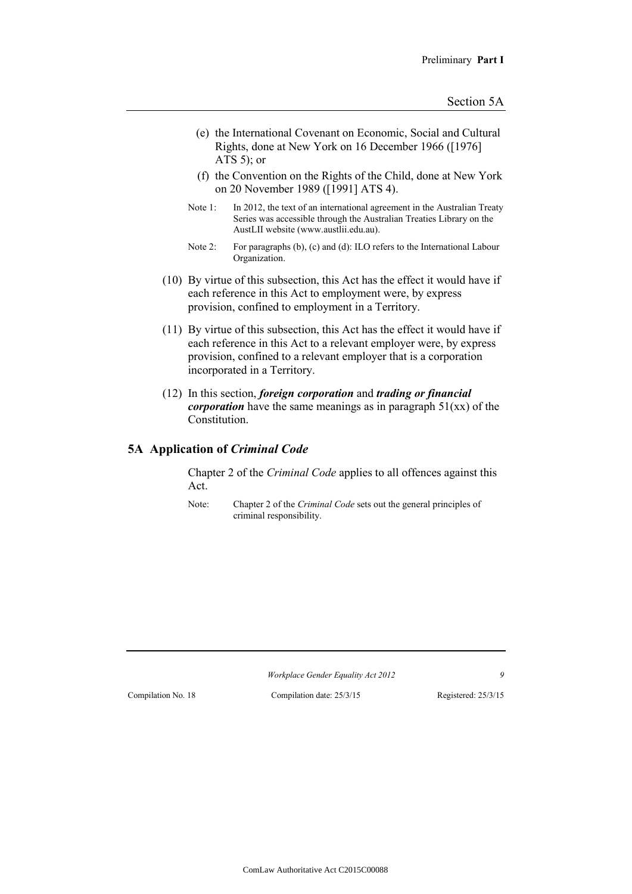(e) the International Covenant on Economic, Social and Cultural Rights, done at New York on 16 December 1966 ([1976] ATS 5); or

(f) the Convention on the Rights of the Child, done at New York on 20 November 1989 ([1991] ATS 4).

Note 1: In 2012, the text of an international agreement in the Australian Treaty Series was accessible through the Australian Treaties Library on the AustLII website (www.austlii.edu.au).

Note 2: For paragraphs (b), (c) and (d): ILO refers to the International Labour Organization.

(10) By virtue of this subsection, this Act has the effect it would have if each reference in this Act to employment were, by express provision, confined to employment in a Territory.

(11) By virtue of this subsection, this Act has the effect it would have if each reference in this Act to a relevant employer were, by express provision, confined to a relevant employer that is a corporation incorporated in a Territory.

(12) In this section, ***foreign corporation*** and ***trading or financial corporation*** have the same meanings as in paragraph 51(xx) of the Constitution.

## 5A Application of *Criminal Code*

Chapter 2 of the *Criminal Code* applies to all offences against this Act.

Note: Chapter 2 of the *Criminal Code* sets out the general principles of criminal responsibility.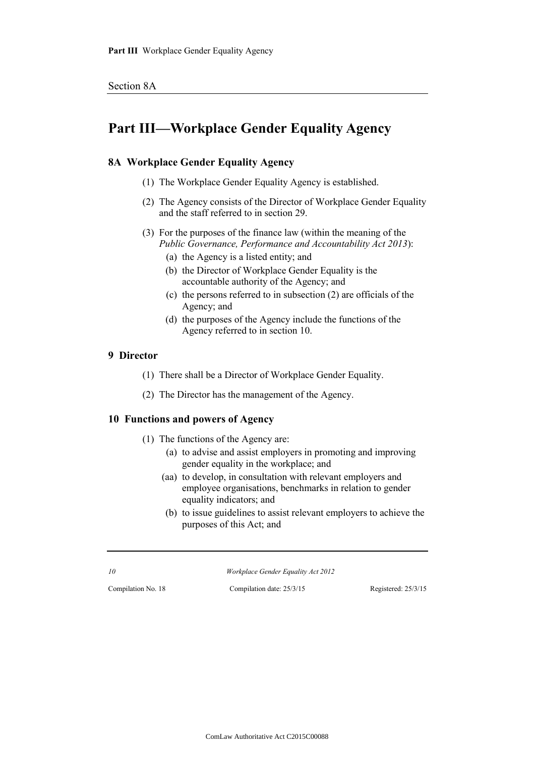# Part III—Workplace Gender Equality Agency

## 8A Workplace Gender Equality Agency

(1) The Workplace Gender Equality Agency is established.

(2) The Agency consists of the Director of Workplace Gender Equality and the staff referred to in section 29.

(3) For the purposes of the finance law (within the meaning of the *Public Governance, Performance and Accountability Act 2013*):

- (a) the Agency is a listed entity; and
- (b) the Director of Workplace Gender Equality is the accountable authority of the Agency; and
- (c) the persons referred to in subsection (2) are officials of the Agency; and
- (d) the purposes of the Agency include the functions of the Agency referred to in section 10.

## 9 Director

(1) There shall be a Director of Workplace Gender Equality.

(2) The Director has the management of the Agency.

## 10 Functions and powers of Agency

(1) The functions of the Agency are:

- (a) to advise and assist employers in promoting and improving gender equality in the workplace; and
- (aa) to develop, in consultation with relevant employers and employee organisations, benchmarks in relation to gender equality indicators; and
- (b) to issue guidelines to assist relevant employers to achieve the purposes of this Act; and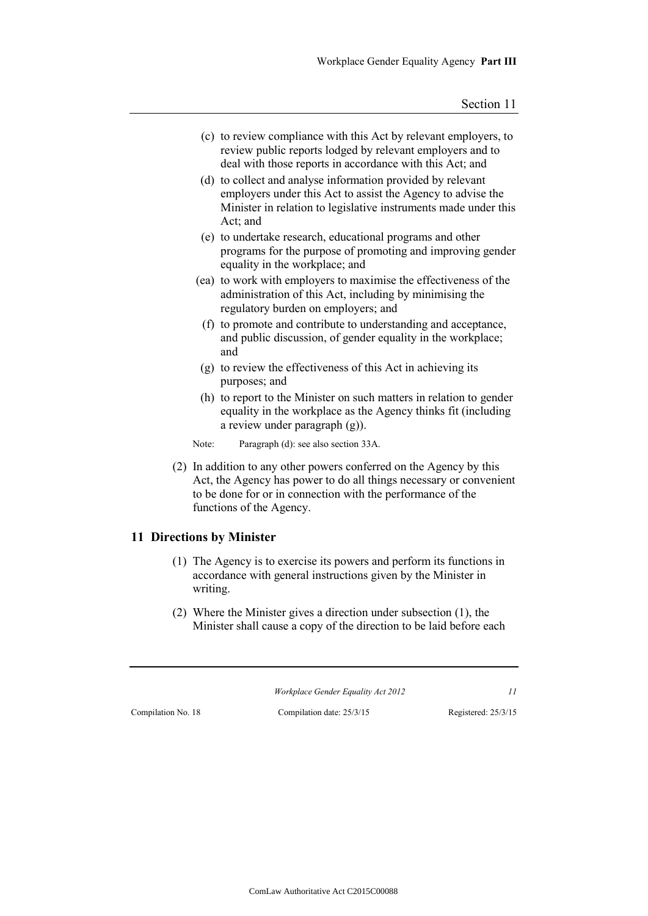(c) to review compliance with this Act by relevant employers, to review public reports lodged by relevant employers and to deal with those reports in accordance with this Act; and

(d) to collect and analyse information provided by relevant employers under this Act to assist the Agency to advise the Minister in relation to legislative instruments made under this Act; and

(e) to undertake research, educational programs and other programs for the purpose of promoting and improving gender equality in the workplace; and

(ea) to work with employers to maximise the effectiveness of the administration of this Act, including by minimising the regulatory burden on employers; and

(f) to promote and contribute to understanding and acceptance, and public discussion, of gender equality in the workplace; and

(g) to review the effectiveness of this Act in achieving its purposes; and

(h) to report to the Minister on such matters in relation to gender equality in the workplace as the Agency thinks fit (including a review under paragraph (g)).

Note: Paragraph (d): see also section 33A.

(2) In addition to any other powers conferred on the Agency by this Act, the Agency has power to do all things necessary or convenient to be done for or in connection with the performance of the functions of the Agency.

## 11 Directions by Minister

(1) The Agency is to exercise its powers and perform its functions in accordance with general instructions given by the Minister in writing.

(2) Where the Minister gives a direction under subsection (1), the Minister shall cause a copy of the direction to be laid before each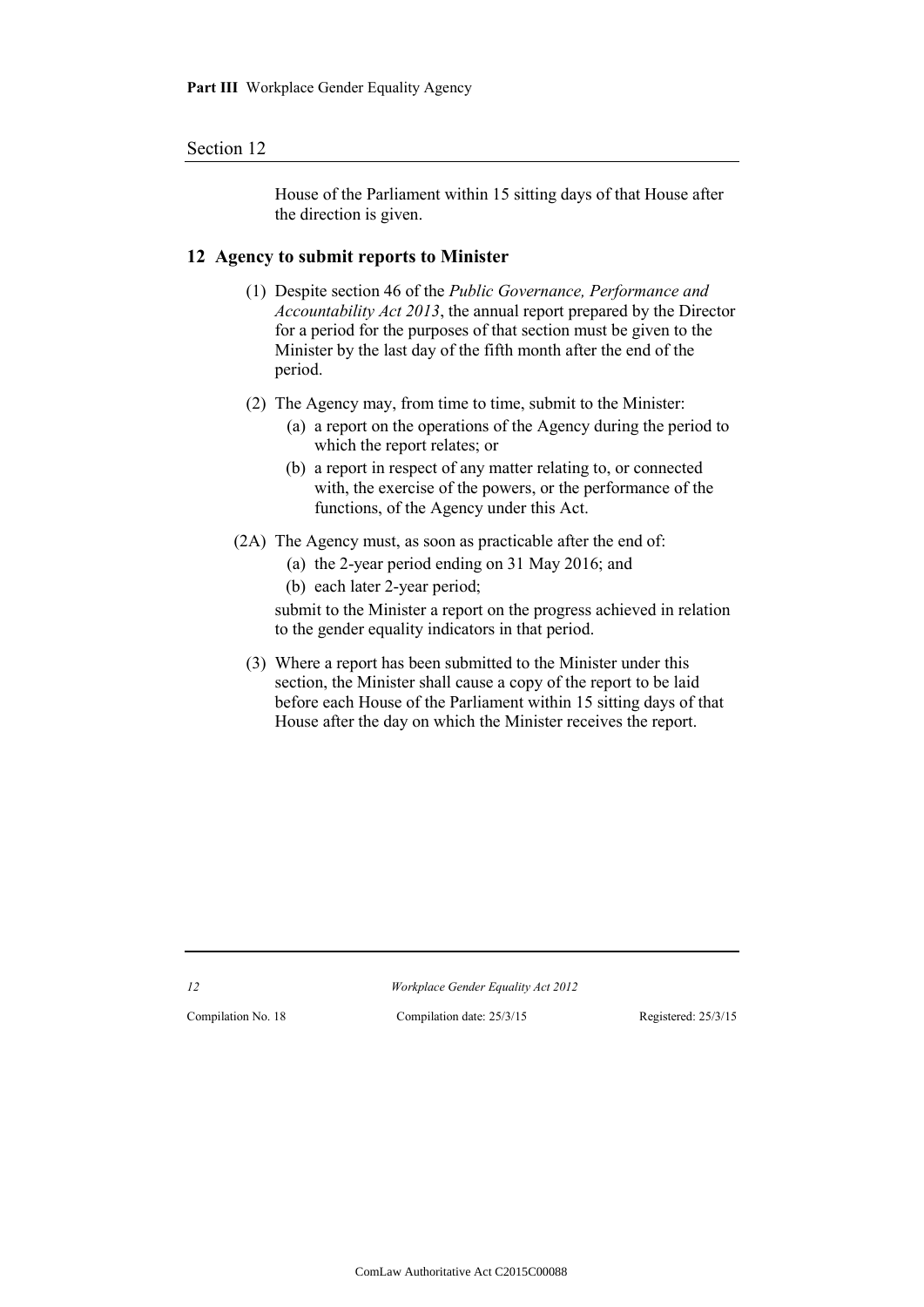House of the Parliament within 15 sitting days of that House after the direction is given.

## 12 Agency to submit reports to Minister

(1) Despite section 46 of the *Public Governance, Performance and Accountability Act 2013*, the annual report prepared by the Director for a period for the purposes of that section must be given to the Minister by the last day of the fifth month after the end of the period.

(2) The Agency may, from time to time, submit to the Minister:

- (a) a report on the operations of the Agency during the period to which the report relates; or
- (b) a report in respect of any matter relating to, or connected with, the exercise of the powers, or the performance of the functions, of the Agency under this Act.

(2A) The Agency must, as soon as practicable after the end of:

- (a) the 2-year period ending on 31 May 2016; and
- (b) each later 2-year period;

submit to the Minister a report on the progress achieved in relation to the gender equality indicators in that period.

(3) Where a report has been submitted to the Minister under this section, the Minister shall cause a copy of the report to be laid before each House of the Parliament within 15 sitting days of that House after the day on which the Minister receives the report.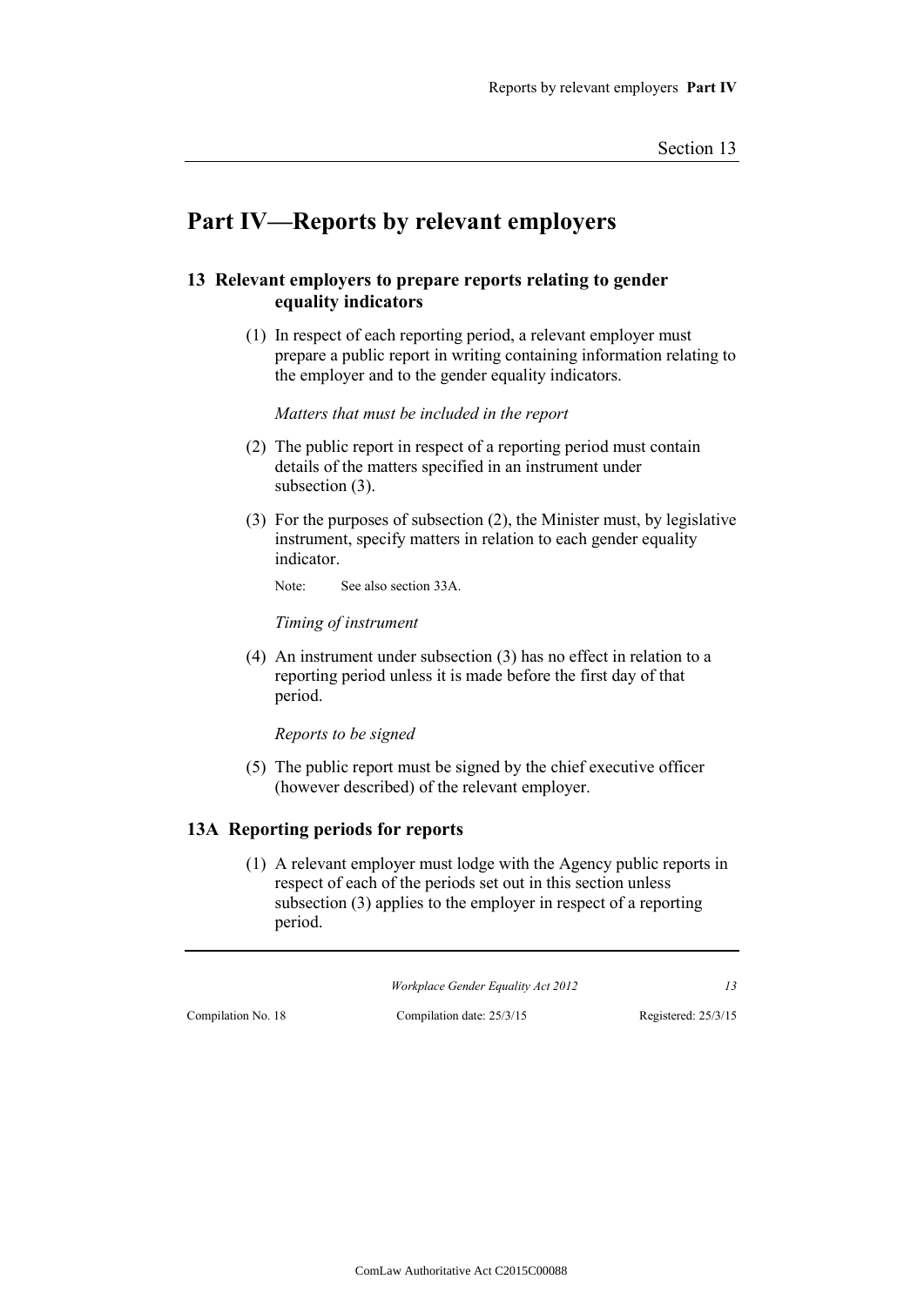# Part IV—Reports by relevant employers

## 13 Relevant employers to prepare reports relating to gender equality indicators

(1) In respect of each reporting period, a relevant employer must prepare a public report in writing containing information relating to the employer and to the gender equality indicators.

*Matters that must be included in the report*

(2) The public report in respect of a reporting period must contain details of the matters specified in an instrument under subsection (3).

(3) For the purposes of subsection (2), the Minister must, by legislative instrument, specify matters in relation to each gender equality indicator.

Note: See also section 33A.

*Timing of instrument*

(4) An instrument under subsection (3) has no effect in relation to a reporting period unless it is made before the first day of that period.

*Reports to be signed*

(5) The public report must be signed by the chief executive officer (however described) of the relevant employer.

## 13A Reporting periods for reports

(1) A relevant employer must lodge with the Agency public reports in respect of each of the periods set out in this section unless subsection (3) applies to the employer in respect of a reporting period.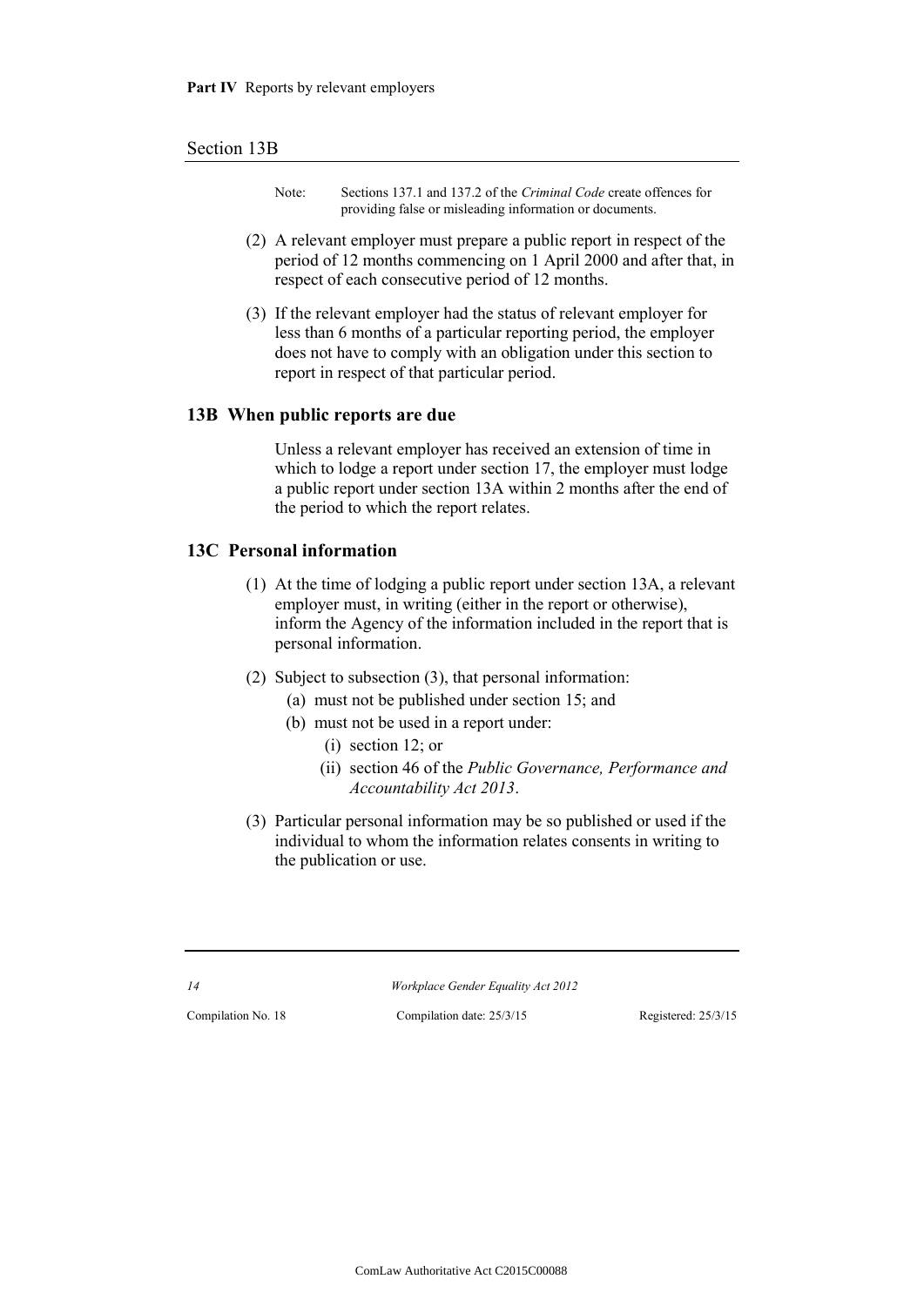Note: Sections 137.1 and 137.2 of the *Criminal Code* create offences for providing false or misleading information or documents.

(2) A relevant employer must prepare a public report in respect of the period of 12 months commencing on 1 April 2000 and after that, in respect of each consecutive period of 12 months.

(3) If the relevant employer had the status of relevant employer for less than 6 months of a particular reporting period, the employer does not have to comply with an obligation under this section to report in respect of that particular period.

## 13B When public reports are due

Unless a relevant employer has received an extension of time in which to lodge a report under section 17, the employer must lodge a public report under section 13A within 2 months after the end of the period to which the report relates.

## 13C Personal information

(1) At the time of lodging a public report under section 13A, a relevant employer must, in writing (either in the report or otherwise), inform the Agency of the information included in the report that is personal information.

(2) Subject to subsection (3), that personal information:

- (a) must not be published under section 15; and
- (b) must not be used in a report under:
  - (i) section 12; or
  - (ii) section 46 of the *Public Governance, Performance and Accountability Act 2013*.

(3) Particular personal information may be so published or used if the individual to whom the information relates consents in writing to the publication or use.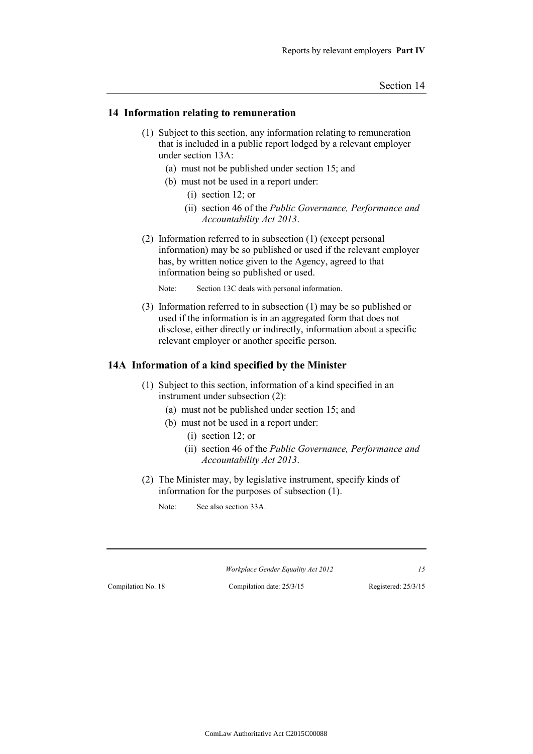## 14 Information relating to remuneration

(1) Subject to this section, any information relating to remuneration that is included in a public report lodged by a relevant employer under section 13A:

(a) must not be published under section 15; and

(b) must not be used in a report under:

(i) section 12; or

(ii) section 46 of the *Public Governance, Performance and Accountability Act 2013*.

(2) Information referred to in subsection (1) (except personal information) may be so published or used if the relevant employer has, by written notice given to the Agency, agreed to that information being so published or used.

Note: Section 13C deals with personal information.

(3) Information referred to in subsection (1) may be so published or used if the information is in an aggregated form that does not disclose, either directly or indirectly, information about a specific relevant employer or another specific person.

## 14A Information of a kind specified by the Minister

(1) Subject to this section, information of a kind specified in an instrument under subsection (2):

(a) must not be published under section 15; and

(b) must not be used in a report under:

(i) section 12; or

(ii) section 46 of the *Public Governance, Performance and Accountability Act 2013*.

(2) The Minister may, by legislative instrument, specify kinds of information for the purposes of subsection (1).

Note: See also section 33A.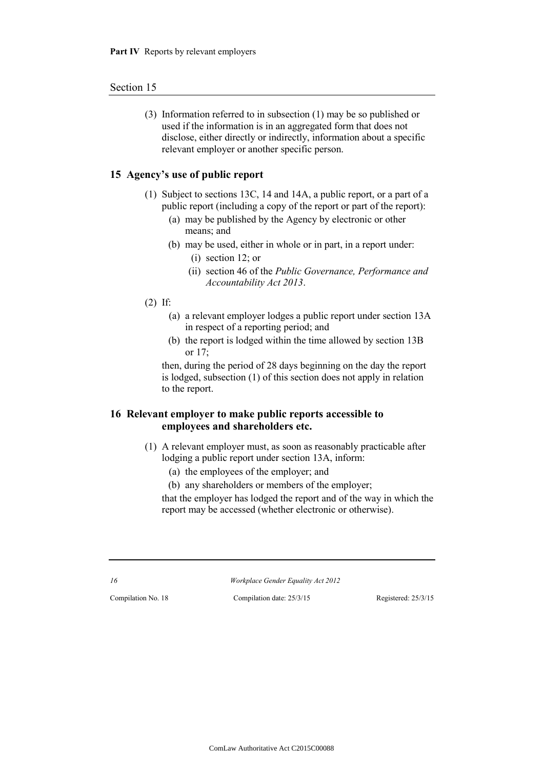(3) Information referred to in subsection (1) may be so published or used if the information is in an aggregated form that does not disclose, either directly or indirectly, information about a specific relevant employer or another specific person.

## 15 Agency's use of public report

(1) Subject to sections 13C, 14 and 14A, a public report, or a part of a public report (including a copy of the report or part of the report):

   (a) may be published by the Agency by electronic or other means; and

   (b) may be used, either in whole or in part, in a report under:

      (i) section 12; or

      (ii) section 46 of the *Public Governance, Performance and Accountability Act 2013*.

(2) If:

   (a) a relevant employer lodges a public report under section 13A in respect of a reporting period; and

   (b) the report is lodged within the time allowed by section 13B or 17;

   then, during the period of 28 days beginning on the day the report is lodged, subsection (1) of this section does not apply in relation to the report.

## 16 Relevant employer to make public reports accessible to employees and shareholders etc.

(1) A relevant employer must, as soon as reasonably practicable after lodging a public report under section 13A, inform:

   (a) the employees of the employer; and

   (b) any shareholders or members of the employer;

   that the employer has lodged the report and of the way in which the report may be accessed (whether electronic or otherwise).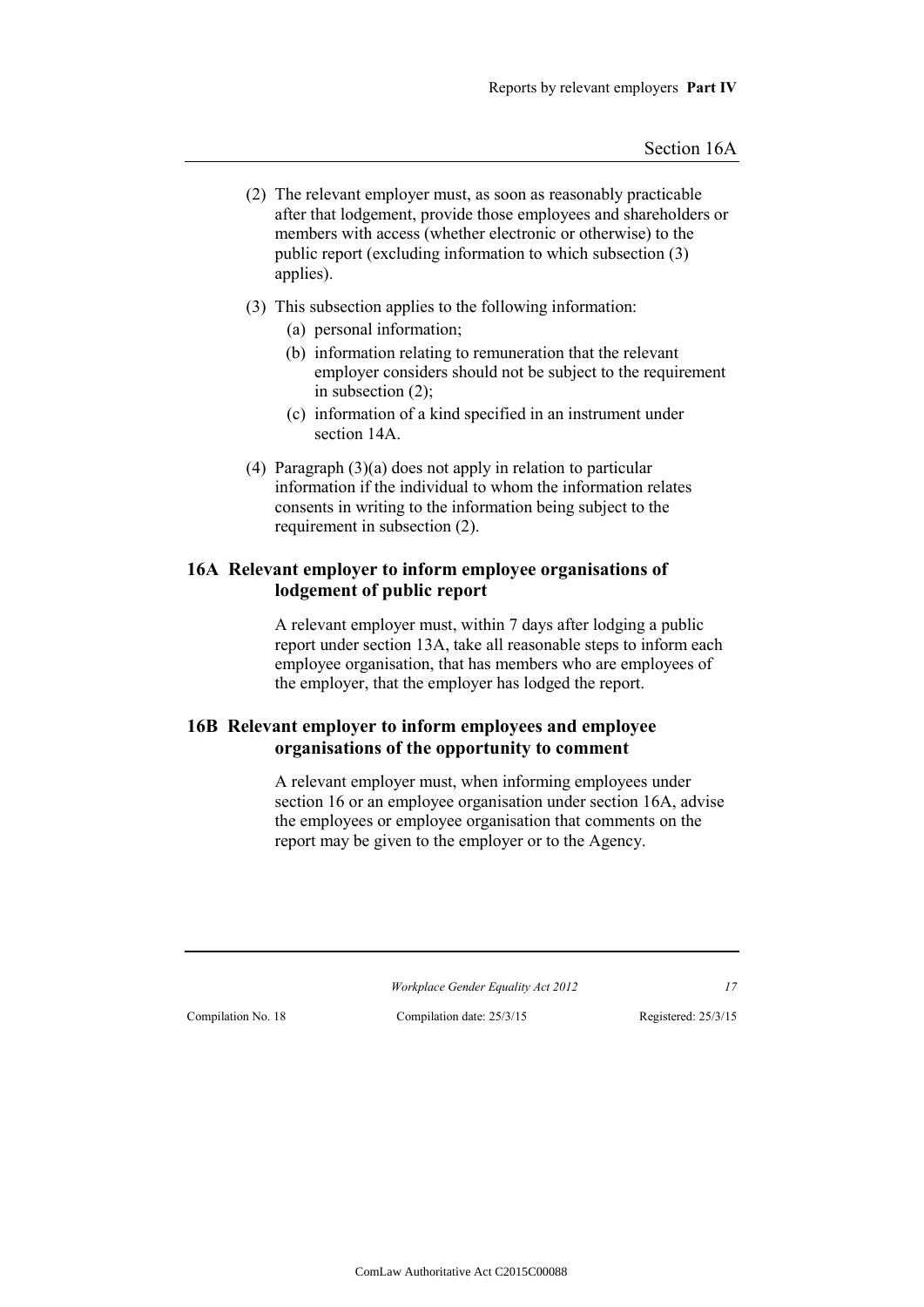(2) The relevant employer must, as soon as reasonably practicable after that lodgement, provide those employees and shareholders or members with access (whether electronic or otherwise) to the public report (excluding information to which subsection (3) applies).

(3) This subsection applies to the following information:

(a) personal information;

(b) information relating to remuneration that the relevant employer considers should not be subject to the requirement in subsection (2);

(c) information of a kind specified in an instrument under section 14A.

(4) Paragraph (3)(a) does not apply in relation to particular information if the individual to whom the information relates consents in writing to the information being subject to the requirement in subsection (2).

## 16A Relevant employer to inform employee organisations of lodgement of public report

A relevant employer must, within 7 days after lodging a public report under section 13A, take all reasonable steps to inform each employee organisation, that has members who are employees of the employer, that the employer has lodged the report.

## 16B Relevant employer to inform employees and employee organisations of the opportunity to comment

A relevant employer must, when informing employees under section 16 or an employee organisation under section 16A, advise the employees or employee organisation that comments on the report may be given to the employer or to the Agency.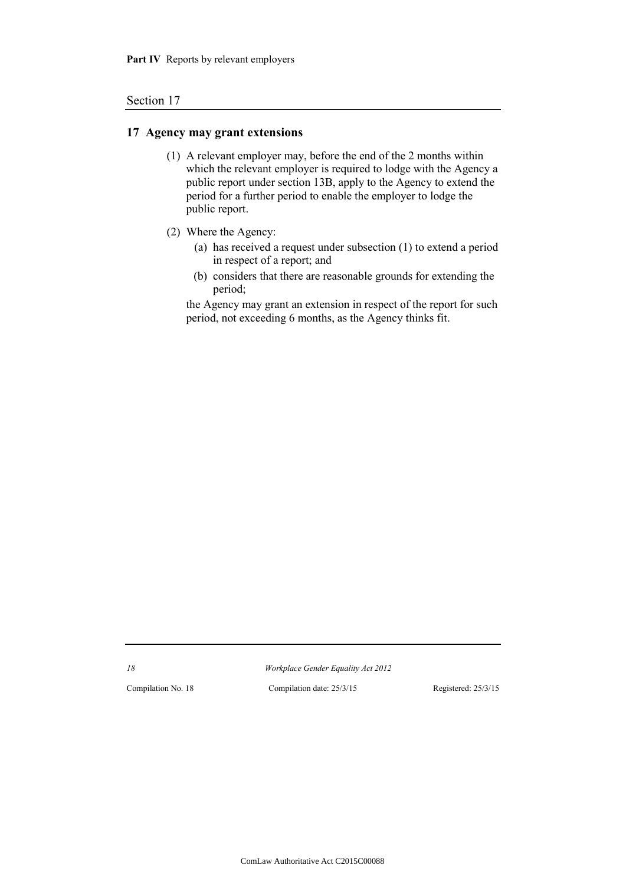## 17 Agency may grant extensions

(1) A relevant employer may, before the end of the 2 months within which the relevant employer is required to lodge with the Agency a public report under section 13B, apply to the Agency to extend the period for a further period to enable the employer to lodge the public report.

(2) Where the Agency:

(a) has received a request under subsection (1) to extend a period in respect of a report; and

(b) considers that there are reasonable grounds for extending the period;

the Agency may grant an extension in respect of the report for such period, not exceeding 6 months, as the Agency thinks fit.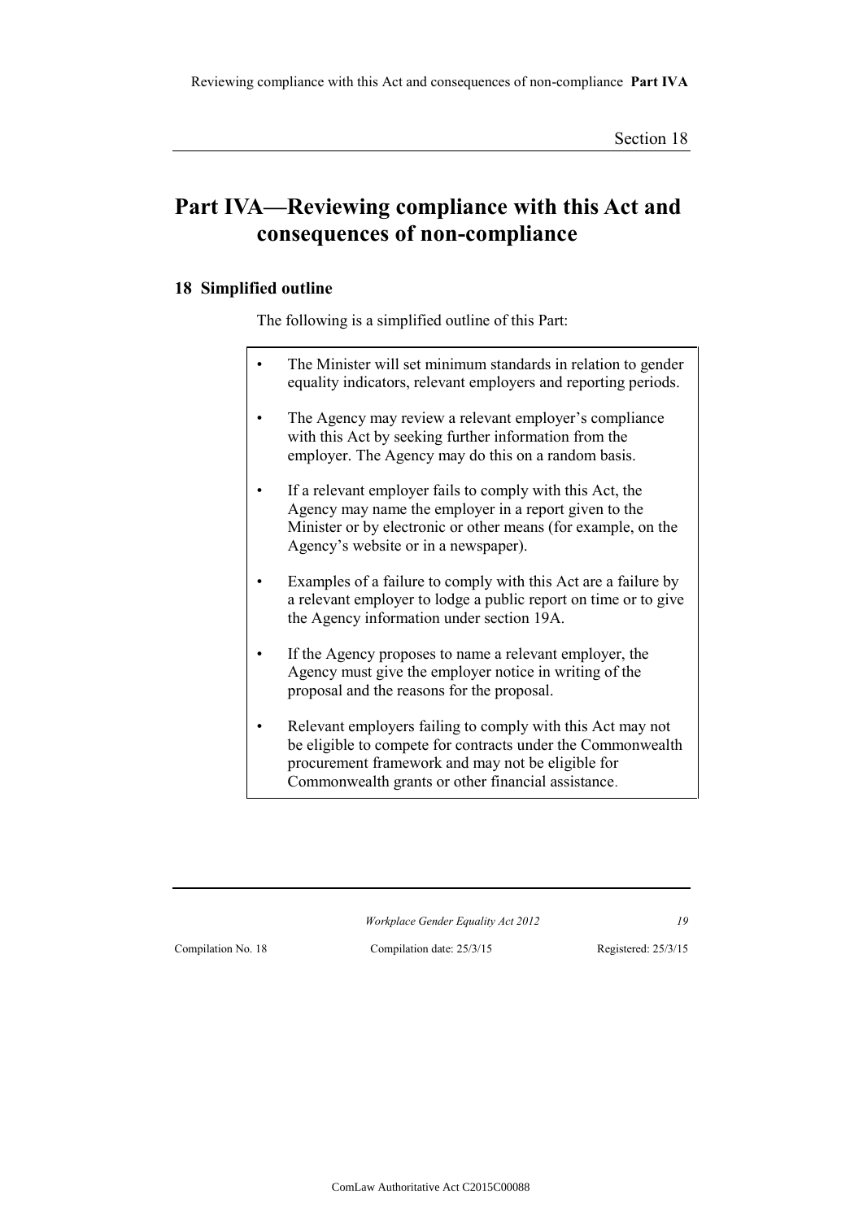# Part IVA—Reviewing compliance with this Act and consequences of non-compliance

## 18 Simplified outline

The following is a simplified outline of this Part:

- The Minister will set minimum standards in relation to gender equality indicators, relevant employers and reporting periods.
- The Agency may review a relevant employer's compliance with this Act by seeking further information from the employer. The Agency may do this on a random basis.
- If a relevant employer fails to comply with this Act, the Agency may name the employer in a report given to the Minister or by electronic or other means (for example, on the Agency's website or in a newspaper).
- Examples of a failure to comply with this Act are a failure by a relevant employer to lodge a public report on time or to give the Agency information under section 19A.
- If the Agency proposes to name a relevant employer, the Agency must give the employer notice in writing of the proposal and the reasons for the proposal.
- Relevant employers failing to comply with this Act may not be eligible to compete for contracts under the Commonwealth procurement framework and may not be eligible for Commonwealth grants or other financial assistance.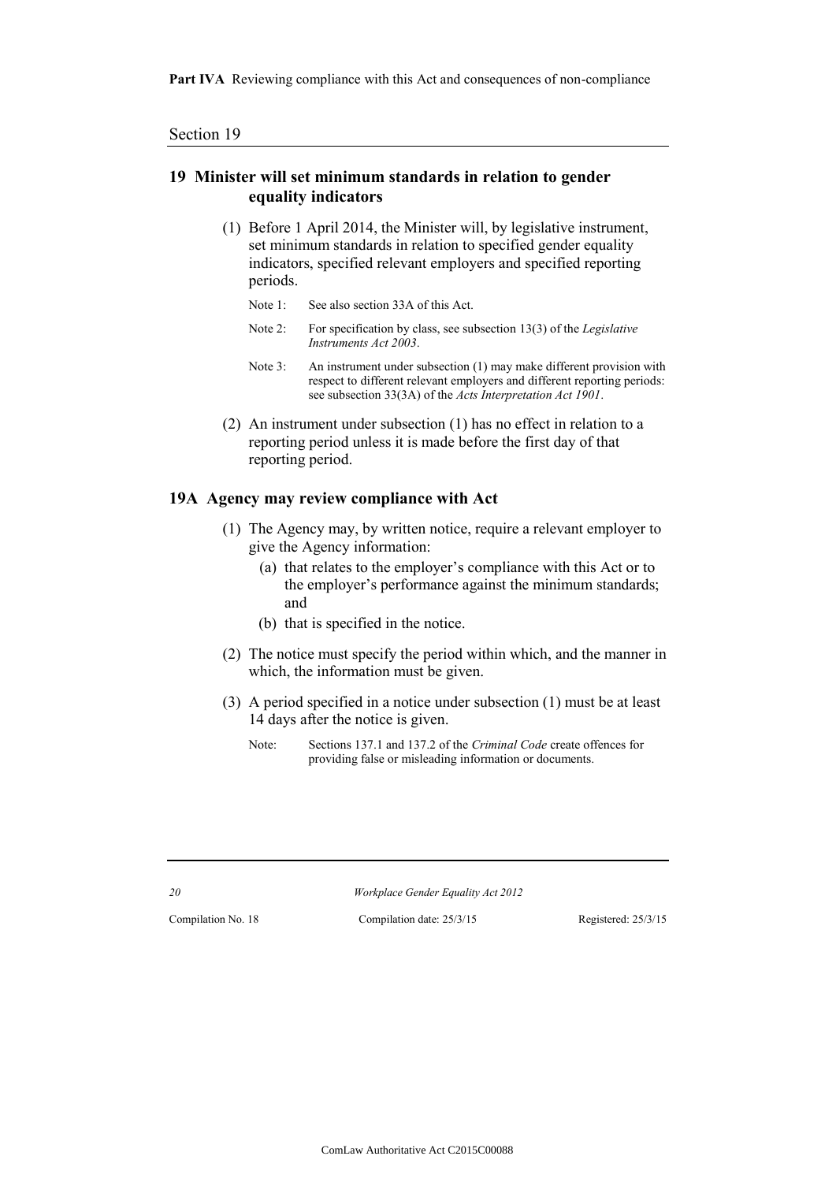## 19 Minister will set minimum standards in relation to gender equality indicators

(1) Before 1 April 2014, the Minister will, by legislative instrument, set minimum standards in relation to specified gender equality indicators, specified relevant employers and specified reporting periods.

Note 1: See also section 33A of this Act.

Note 2: For specification by class, see subsection 13(3) of the *Legislative Instruments Act 2003*.

Note 3: An instrument under subsection (1) may make different provision with respect to different relevant employers and different reporting periods: see subsection 33(3A) of the *Acts Interpretation Act 1901*.

(2) An instrument under subsection (1) has no effect in relation to a reporting period unless it is made before the first day of that reporting period.

## 19A Agency may review compliance with Act

(1) The Agency may, by written notice, require a relevant employer to give the Agency information:

(a) that relates to the employer's compliance with this Act or to the employer's performance against the minimum standards; and

(b) that is specified in the notice.

(2) The notice must specify the period within which, and the manner in which, the information must be given.

(3) A period specified in a notice under subsection (1) must be at least 14 days after the notice is given.

Note: Sections 137.1 and 137.2 of the *Criminal Code* create offences for providing false or misleading information or documents.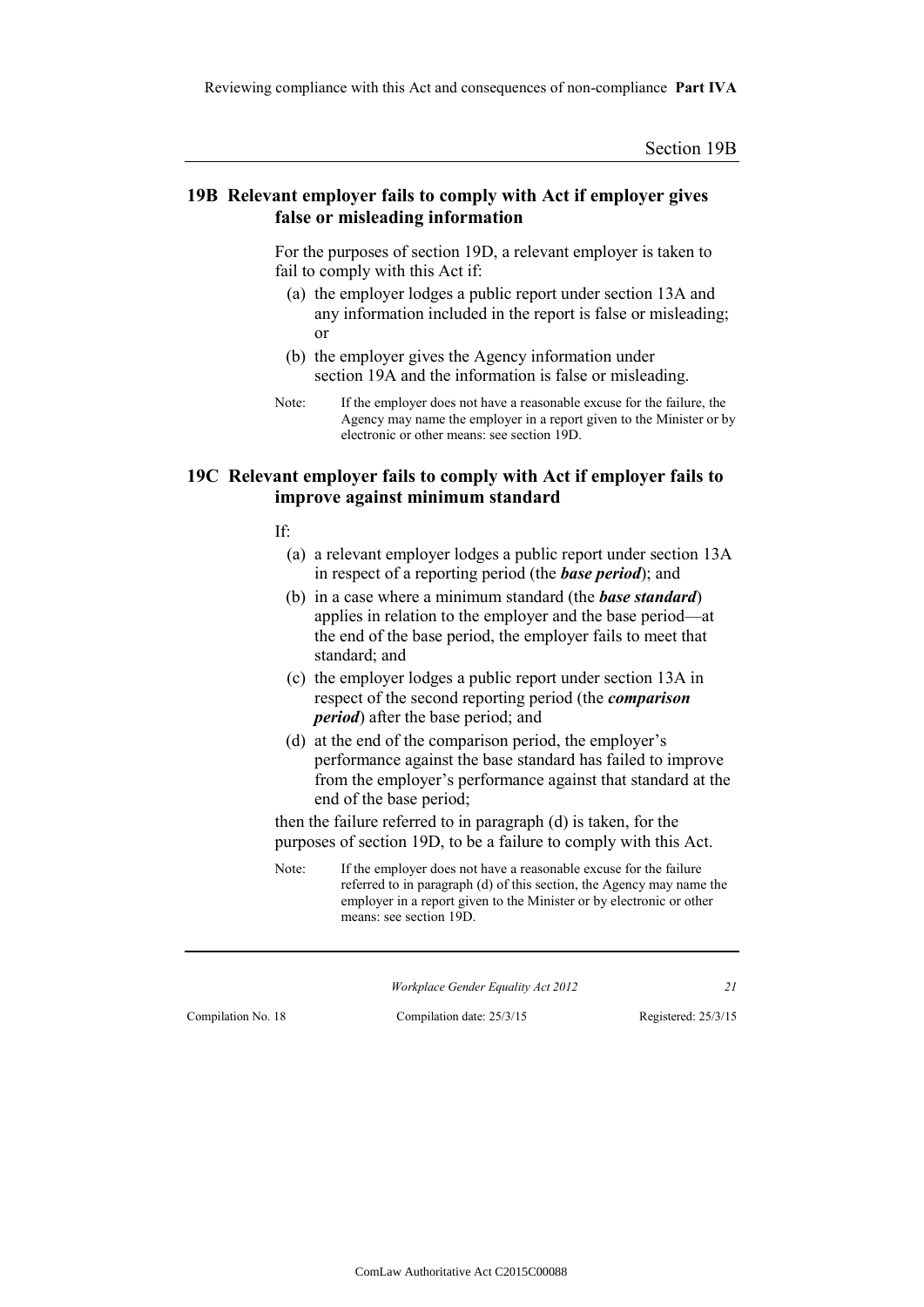## 19B Relevant employer fails to comply with Act if employer gives false or misleading information

For the purposes of section 19D, a relevant employer is taken to fail to comply with this Act if:

- (a) the employer lodges a public report under section 13A and any information included in the report is false or misleading; or
- (b) the employer gives the Agency information under section 19A and the information is false or misleading.

Note: If the employer does not have a reasonable excuse for the failure, the Agency may name the employer in a report given to the Minister or by electronic or other means: see section 19D.

## 19C Relevant employer fails to comply with Act if employer fails to improve against minimum standard

If:

- (a) a relevant employer lodges a public report under section 13A in respect of a reporting period (the ***base period***); and
- (b) in a case where a minimum standard (the ***base standard***) applies in relation to the employer and the base period—at the end of the base period, the employer fails to meet that standard; and
- (c) the employer lodges a public report under section 13A in respect of the second reporting period (the ***comparison period***) after the base period; and
- (d) at the end of the comparison period, the employer's performance against the base standard has failed to improve from the employer's performance against that standard at the end of the base period;

then the failure referred to in paragraph (d) is taken, for the purposes of section 19D, to be a failure to comply with this Act.

Note: If the employer does not have a reasonable excuse for the failure referred to in paragraph (d) of this section, the Agency may name the employer in a report given to the Minister or by electronic or other means: see section 19D.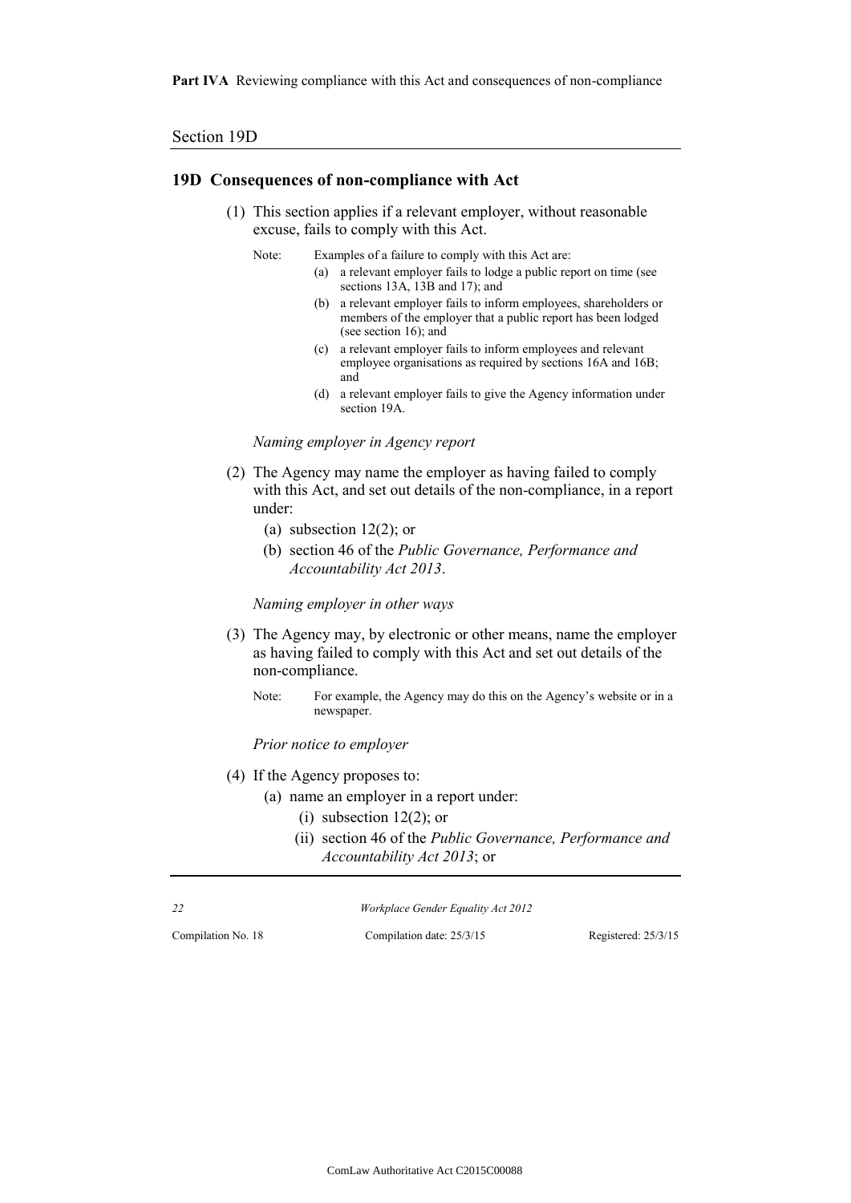## 19D Consequences of non-compliance with Act

(1) This section applies if a relevant employer, without reasonable excuse, fails to comply with this Act.

Note: Examples of a failure to comply with this Act are:

- (a) a relevant employer fails to lodge a public report on time (see sections 13A, 13B and 17); and
- (b) a relevant employer fails to inform employees, shareholders or members of the employer that a public report has been lodged (see section 16); and
- (c) a relevant employer fails to inform employees and relevant employee organisations as required by sections 16A and 16B; and
- (d) a relevant employer fails to give the Agency information under section 19A.

*Naming employer in Agency report*

(2) The Agency may name the employer as having failed to comply with this Act, and set out details of the non-compliance, in a report under:

- (a) subsection 12(2); or
- (b) section 46 of the *Public Governance, Performance and Accountability Act 2013*.

*Naming employer in other ways*

(3) The Agency may, by electronic or other means, name the employer as having failed to comply with this Act and set out details of the non-compliance.

Note: For example, the Agency may do this on the Agency's website or in a newspaper.

*Prior notice to employer*

(4) If the Agency proposes to:

- (a) name an employer in a report under:
  - (i) subsection 12(2); or
  - (ii) section 46 of the *Public Governance, Performance and Accountability Act 2013*; or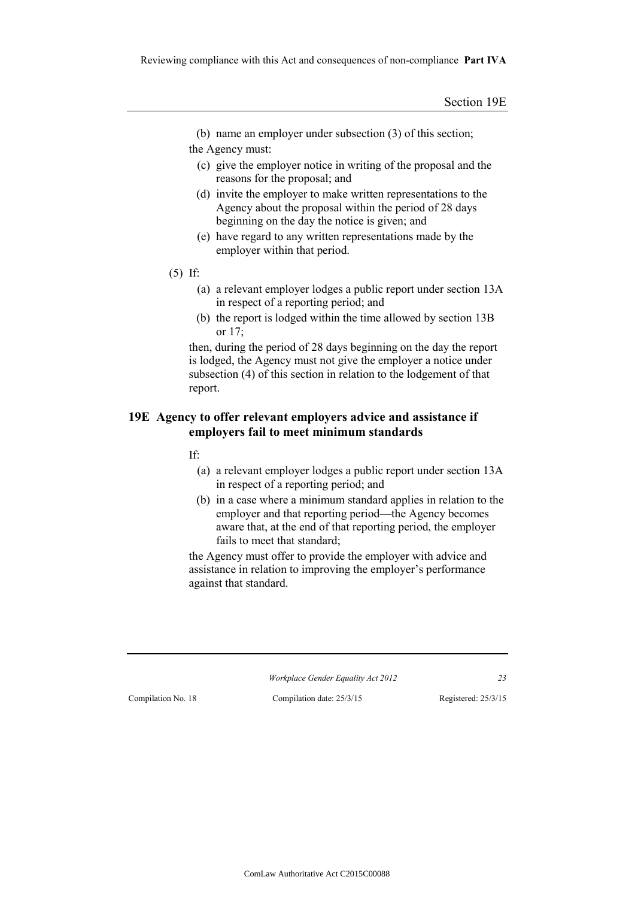(b) name an employer under subsection (3) of this section;

the Agency must:

(c) give the employer notice in writing of the proposal and the reasons for the proposal; and

(d) invite the employer to make written representations to the Agency about the proposal within the period of 28 days beginning on the day the notice is given; and

(e) have regard to any written representations made by the employer within that period.

(5) If:

(a) a relevant employer lodges a public report under section 13A in respect of a reporting period; and

(b) the report is lodged within the time allowed by section 13B or 17;

then, during the period of 28 days beginning on the day the report is lodged, the Agency must not give the employer a notice under subsection (4) of this section in relation to the lodgement of that report.

## 19E Agency to offer relevant employers advice and assistance if employers fail to meet minimum standards

If:

(a) a relevant employer lodges a public report under section 13A in respect of a reporting period; and

(b) in a case where a minimum standard applies in relation to the employer and that reporting period—the Agency becomes aware that, at the end of that reporting period, the employer fails to meet that standard;

the Agency must offer to provide the employer with advice and assistance in relation to improving the employer's performance against that standard.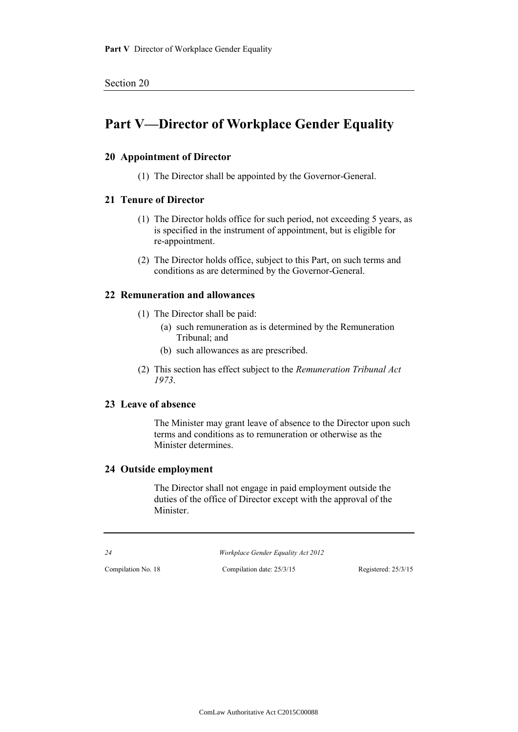# Part V—Director of Workplace Gender Equality

## 20 Appointment of Director

(1) The Director shall be appointed by the Governor-General.

## 21 Tenure of Director

(1) The Director holds office for such period, not exceeding 5 years, as is specified in the instrument of appointment, but is eligible for re-appointment.

(2) The Director holds office, subject to this Part, on such terms and conditions as are determined by the Governor-General.

## 22 Remuneration and allowances

(1) The Director shall be paid:

- (a) such remuneration as is determined by the Remuneration Tribunal; and
- (b) such allowances as are prescribed.

(2) This section has effect subject to the *Remuneration Tribunal Act 1973*.

## 23 Leave of absence

The Minister may grant leave of absence to the Director upon such terms and conditions as to remuneration or otherwise as the Minister determines.

## 24 Outside employment

The Director shall not engage in paid employment outside the duties of the office of Director except with the approval of the Minister.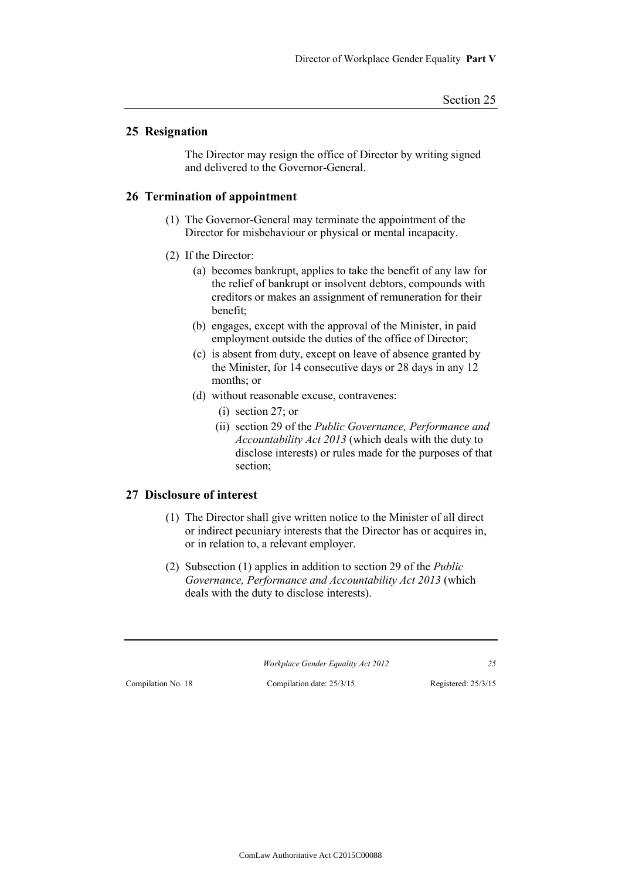## 25 Resignation

The Director may resign the office of Director by writing signed and delivered to the Governor-General.

## 26 Termination of appointment

(1) The Governor-General may terminate the appointment of the Director for misbehaviour or physical or mental incapacity.

(2) If the Director:

- (a) becomes bankrupt, applies to take the benefit of any law for the relief of bankrupt or insolvent debtors, compounds with creditors or makes an assignment of remuneration for their benefit;
- (b) engages, except with the approval of the Minister, in paid employment outside the duties of the office of Director;
- (c) is absent from duty, except on leave of absence granted by the Minister, for 14 consecutive days or 28 days in any 12 months; or
- (d) without reasonable excuse, contravenes:
  - (i) section 27; or
  - (ii) section 29 of the *Public Governance, Performance and Accountability Act 2013* (which deals with the duty to disclose interests) or rules made for the purposes of that section;

## 27 Disclosure of interest

(1) The Director shall give written notice to the Minister of all direct or indirect pecuniary interests that the Director has or acquires in, or in relation to, a relevant employer.

(2) Subsection (1) applies in addition to section 29 of the *Public Governance, Performance and Accountability Act 2013* (which deals with the duty to disclose interests).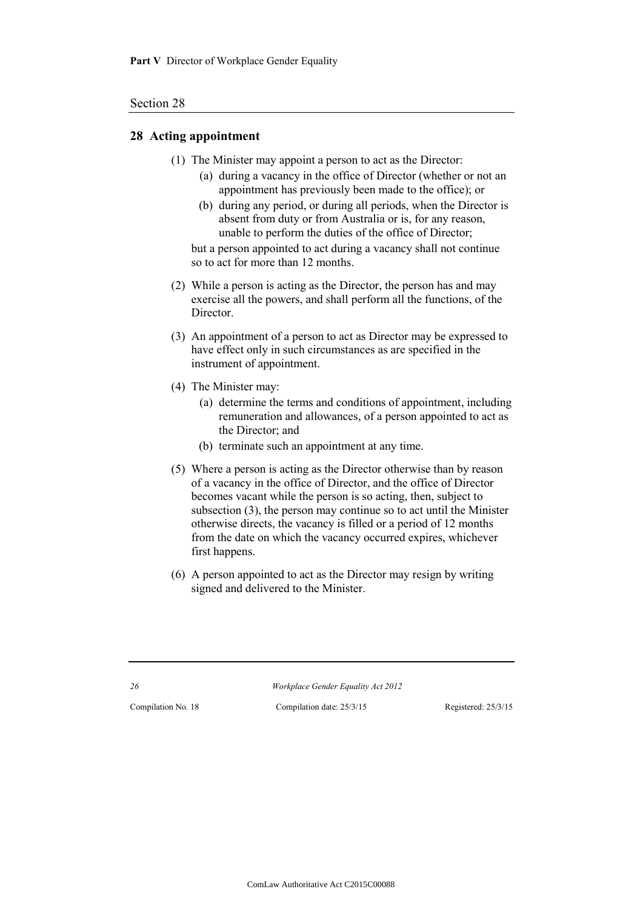## 28 Acting appointment

(1) The Minister may appoint a person to act as the Director:

(a) during a vacancy in the office of Director (whether or not an appointment has previously been made to the office); or

(b) during any period, or during all periods, when the Director is absent from duty or from Australia or is, for any reason, unable to perform the duties of the office of Director;

but a person appointed to act during a vacancy shall not continue so to act for more than 12 months.

(2) While a person is acting as the Director, the person has and may exercise all the powers, and shall perform all the functions, of the Director.

(3) An appointment of a person to act as Director may be expressed to have effect only in such circumstances as are specified in the instrument of appointment.

(4) The Minister may:

(a) determine the terms and conditions of appointment, including remuneration and allowances, of a person appointed to act as the Director; and

(b) terminate such an appointment at any time.

(5) Where a person is acting as the Director otherwise than by reason of a vacancy in the office of Director, and the office of Director becomes vacant while the person is so acting, then, subject to subsection (3), the person may continue so to act until the Minister otherwise directs, the vacancy is filled or a period of 12 months from the date on which the vacancy occurred expires, whichever first happens.

(6) A person appointed to act as the Director may resign by writing signed and delivered to the Minister.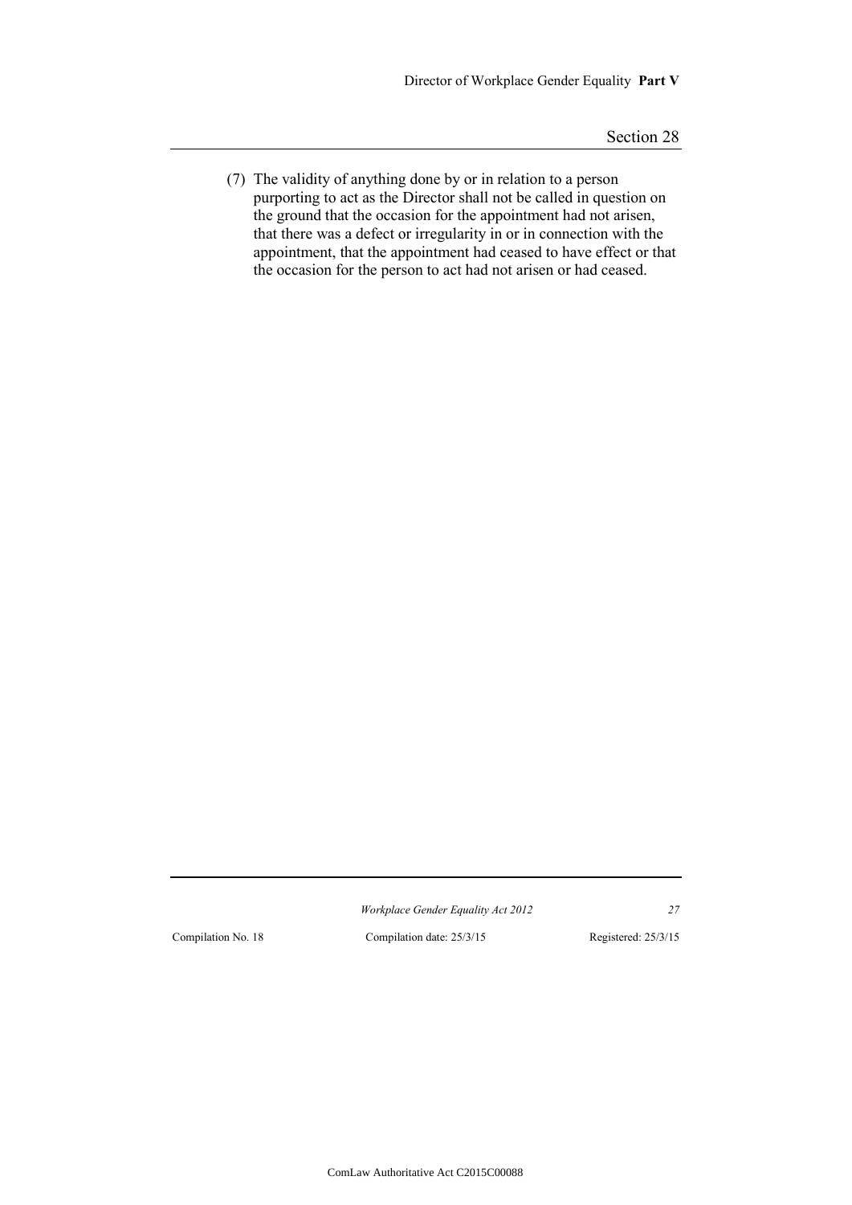(7) The validity of anything done by or in relation to a person purporting to act as the Director shall not be called in question on the ground that the occasion for the appointment had not arisen, that there was a defect or irregularity in or in connection with the appointment, that the appointment had ceased to have effect or that the occasion for the person to act had not arisen or had ceased.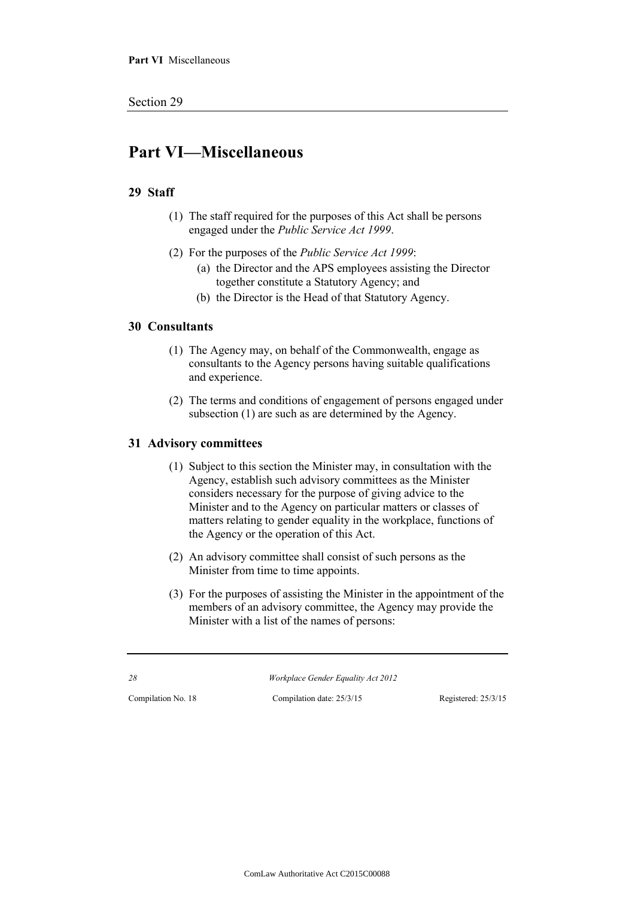# Part VI—Miscellaneous

## 29 Staff

(1) The staff required for the purposes of this Act shall be persons engaged under the *Public Service Act 1999*.

(2) For the purposes of the *Public Service Act 1999*:

- (a) the Director and the APS employees assisting the Director together constitute a Statutory Agency; and
- (b) the Director is the Head of that Statutory Agency.

## 30 Consultants

(1) The Agency may, on behalf of the Commonwealth, engage as consultants to the Agency persons having suitable qualifications and experience.

(2) The terms and conditions of engagement of persons engaged under subsection (1) are such as are determined by the Agency.

## 31 Advisory committees

(1) Subject to this section the Minister may, in consultation with the Agency, establish such advisory committees as the Minister considers necessary for the purpose of giving advice to the Minister and to the Agency on particular matters or classes of matters relating to gender equality in the workplace, functions of the Agency or the operation of this Act.

(2) An advisory committee shall consist of such persons as the Minister from time to time appoints.

(3) For the purposes of assisting the Minister in the appointment of the members of an advisory committee, the Agency may provide the Minister with a list of the names of persons: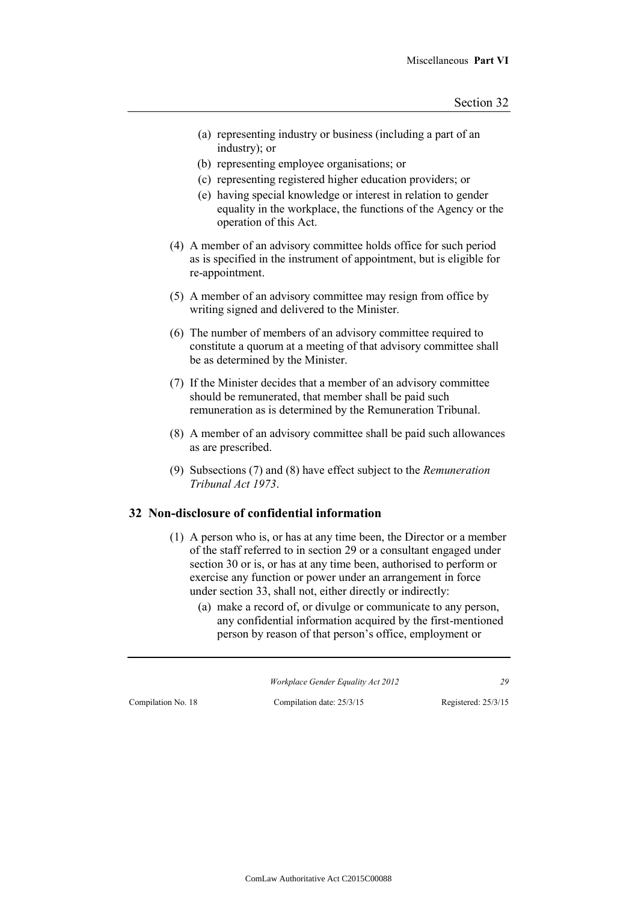(a) representing industry or business (including a part of an industry); or

(b) representing employee organisations; or

(c) representing registered higher education providers; or

(e) having special knowledge or interest in relation to gender equality in the workplace, the functions of the Agency or the operation of this Act.

(4) A member of an advisory committee holds office for such period as is specified in the instrument of appointment, but is eligible for re-appointment.

(5) A member of an advisory committee may resign from office by writing signed and delivered to the Minister.

(6) The number of members of an advisory committee required to constitute a quorum at a meeting of that advisory committee shall be as determined by the Minister.

(7) If the Minister decides that a member of an advisory committee should be remunerated, that member shall be paid such remuneration as is determined by the Remuneration Tribunal.

(8) A member of an advisory committee shall be paid such allowances as are prescribed.

(9) Subsections (7) and (8) have effect subject to the *Remuneration Tribunal Act 1973*.

## 32 Non-disclosure of confidential information

(1) A person who is, or has at any time been, the Director or a member of the staff referred to in section 29 or a consultant engaged under section 30 or is, or has at any time been, authorised to perform or exercise any function or power under an arrangement in force under section 33, shall not, either directly or indirectly:

(a) make a record of, or divulge or communicate to any person, any confidential information acquired by the first-mentioned person by reason of that person's office, employment or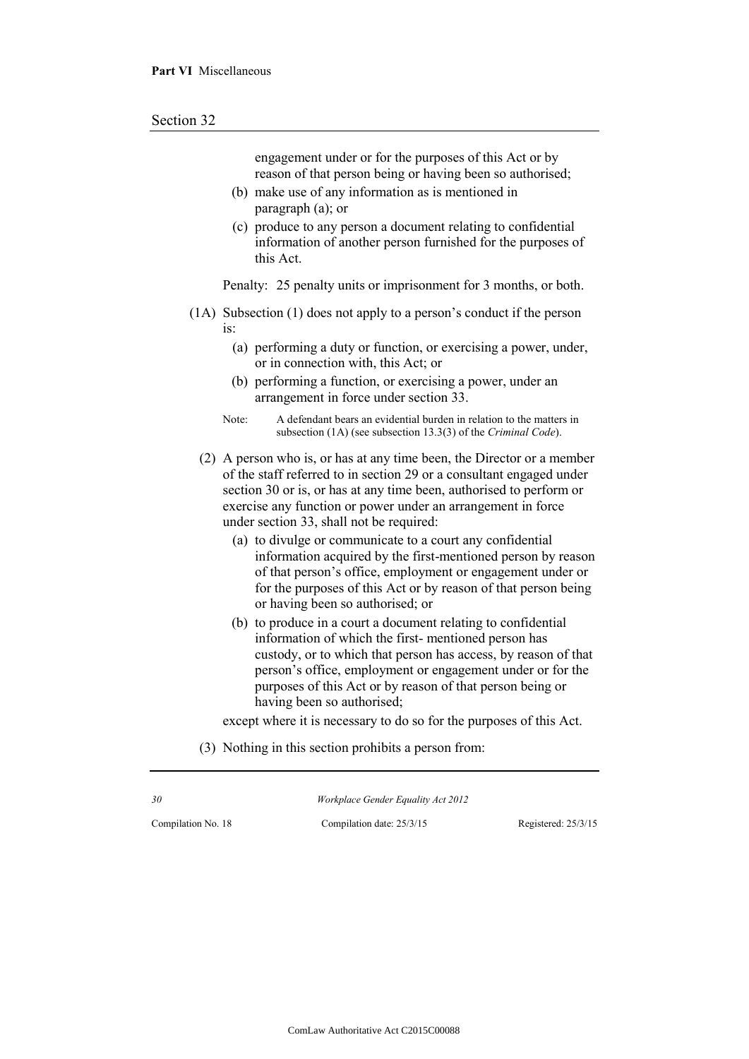engagement under or for the purposes of this Act or by reason of that person being or having been so authorised;

(b) make use of any information as is mentioned in paragraph (a); or

(c) produce to any person a document relating to confidential information of another person furnished for the purposes of this Act.

Penalty: 25 penalty units or imprisonment for 3 months, or both.

(1A) Subsection (1) does not apply to a person's conduct if the person is:

(a) performing a duty or function, or exercising a power, under, or in connection with, this Act; or

(b) performing a function, or exercising a power, under an arrangement in force under section 33.

Note: A defendant bears an evidential burden in relation to the matters in subsection (1A) (see subsection 13.3(3) of the *Criminal Code*).

(2) A person who is, or has at any time been, the Director or a member of the staff referred to in section 29 or a consultant engaged under section 30 or is, or has at any time been, authorised to perform or exercise any function or power under an arrangement in force under section 33, shall not be required:

(a) to divulge or communicate to a court any confidential information acquired by the first-mentioned person by reason of that person's office, employment or engagement under or for the purposes of this Act or by reason of that person being or having been so authorised; or

(b) to produce in a court a document relating to confidential information of which the first- mentioned person has custody, or to which that person has access, by reason of that person's office, employment or engagement under or for the purposes of this Act or by reason of that person being or having been so authorised;

except where it is necessary to do so for the purposes of this Act.

(3) Nothing in this section prohibits a person from: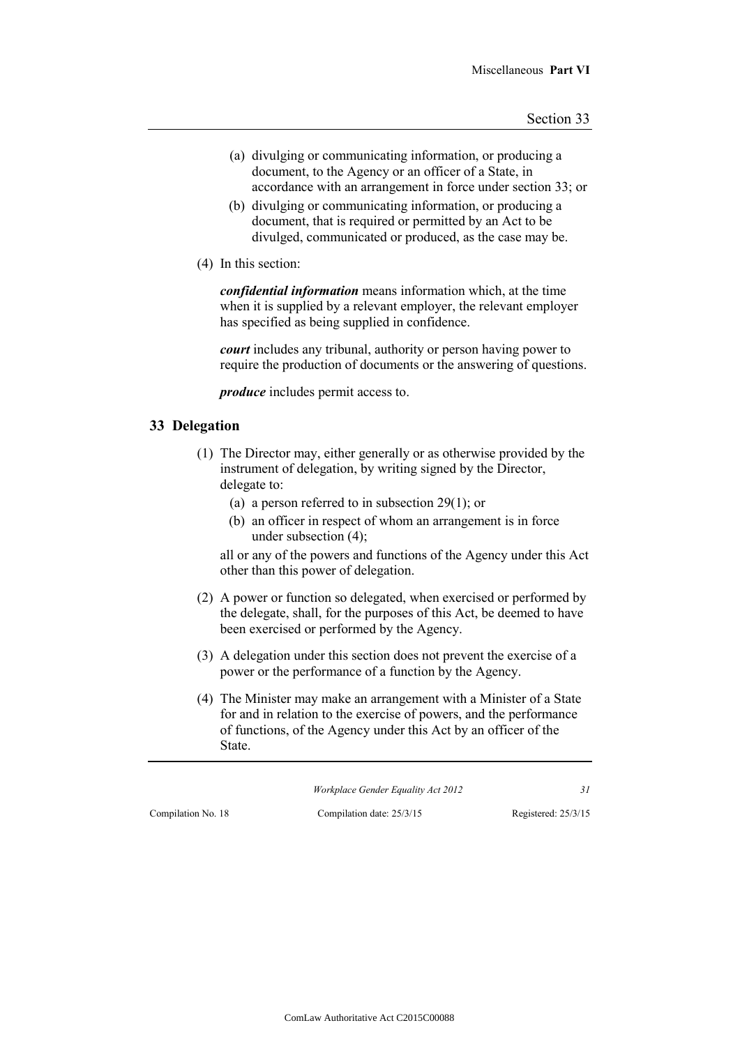(a) divulging or communicating information, or producing a document, to the Agency or an officer of a State, in accordance with an arrangement in force under section 33; or

(b) divulging or communicating information, or producing a document, that is required or permitted by an Act to be divulged, communicated or produced, as the case may be.

(4) In this section:

***confidential information*** means information which, at the time when it is supplied by a relevant employer, the relevant employer has specified as being supplied in confidence.

***court*** includes any tribunal, authority or person having power to require the production of documents or the answering of questions.

***produce*** includes permit access to.

## 33 Delegation

(1) The Director may, either generally or as otherwise provided by the instrument of delegation, by writing signed by the Director, delegate to:

(a) a person referred to in subsection 29(1); or

(b) an officer in respect of whom an arrangement is in force under subsection (4);

all or any of the powers and functions of the Agency under this Act other than this power of delegation.

(2) A power or function so delegated, when exercised or performed by the delegate, shall, for the purposes of this Act, be deemed to have been exercised or performed by the Agency.

(3) A delegation under this section does not prevent the exercise of a power or the performance of a function by the Agency.

(4) The Minister may make an arrangement with a Minister of a State for and in relation to the exercise of powers, and the performance of functions, of the Agency under this Act by an officer of the State.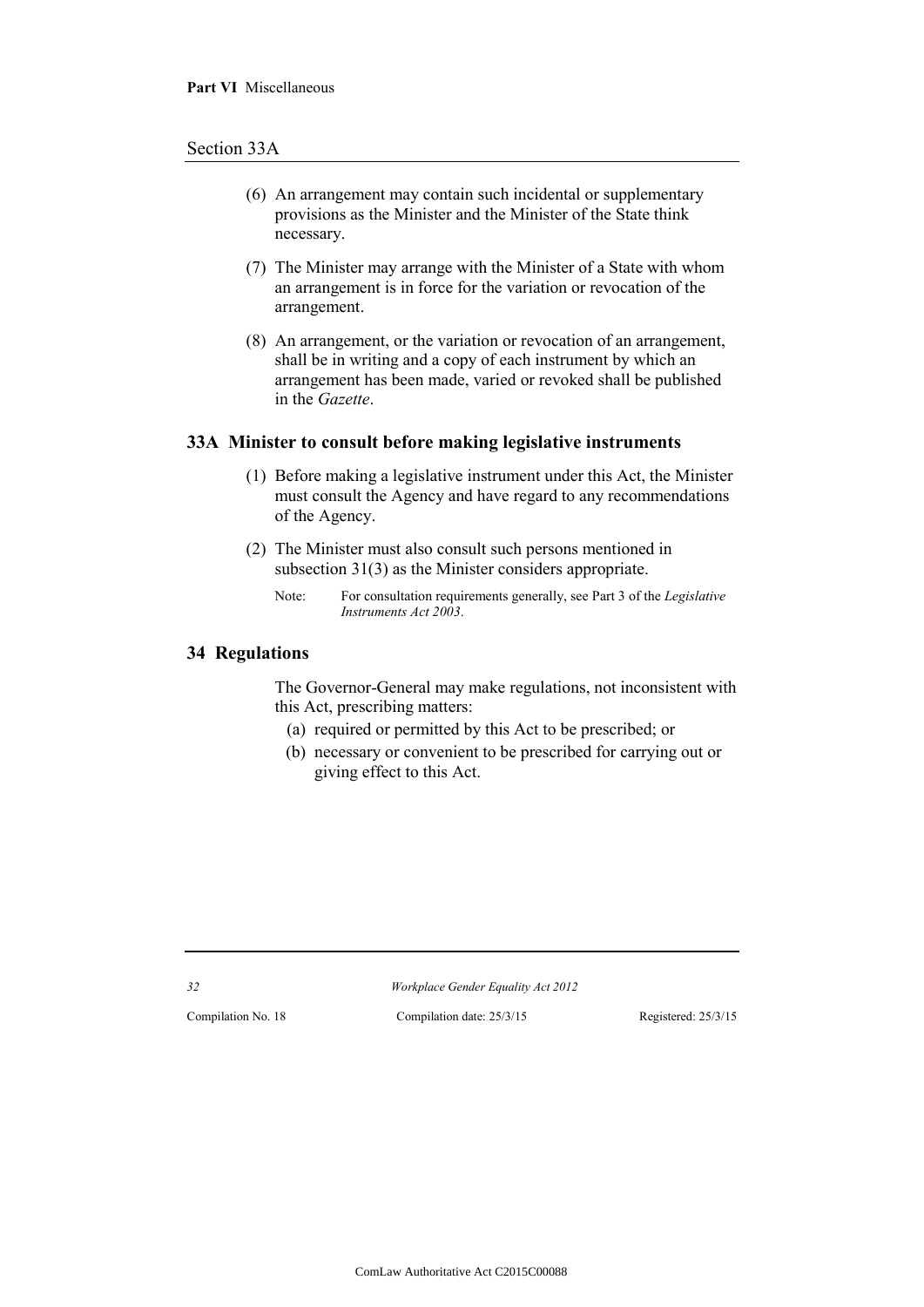(6) An arrangement may contain such incidental or supplementary provisions as the Minister and the Minister of the State think necessary.

(7) The Minister may arrange with the Minister of a State with whom an arrangement is in force for the variation or revocation of the arrangement.

(8) An arrangement, or the variation or revocation of an arrangement, shall be in writing and a copy of each instrument by which an arrangement has been made, varied or revoked shall be published in the *Gazette*.

### 33A Minister to consult before making legislative instruments

(1) Before making a legislative instrument under this Act, the Minister must consult the Agency and have regard to any recommendations of the Agency.

(2) The Minister must also consult such persons mentioned in subsection 31(3) as the Minister considers appropriate.

Note: For consultation requirements generally, see Part 3 of the *Legislative Instruments Act 2003*.

### 34 Regulations

The Governor-General may make regulations, not inconsistent with this Act, prescribing matters:

(a) required or permitted by this Act to be prescribed; or

(b) necessary or convenient to be prescribed for carrying out or giving effect to this Act.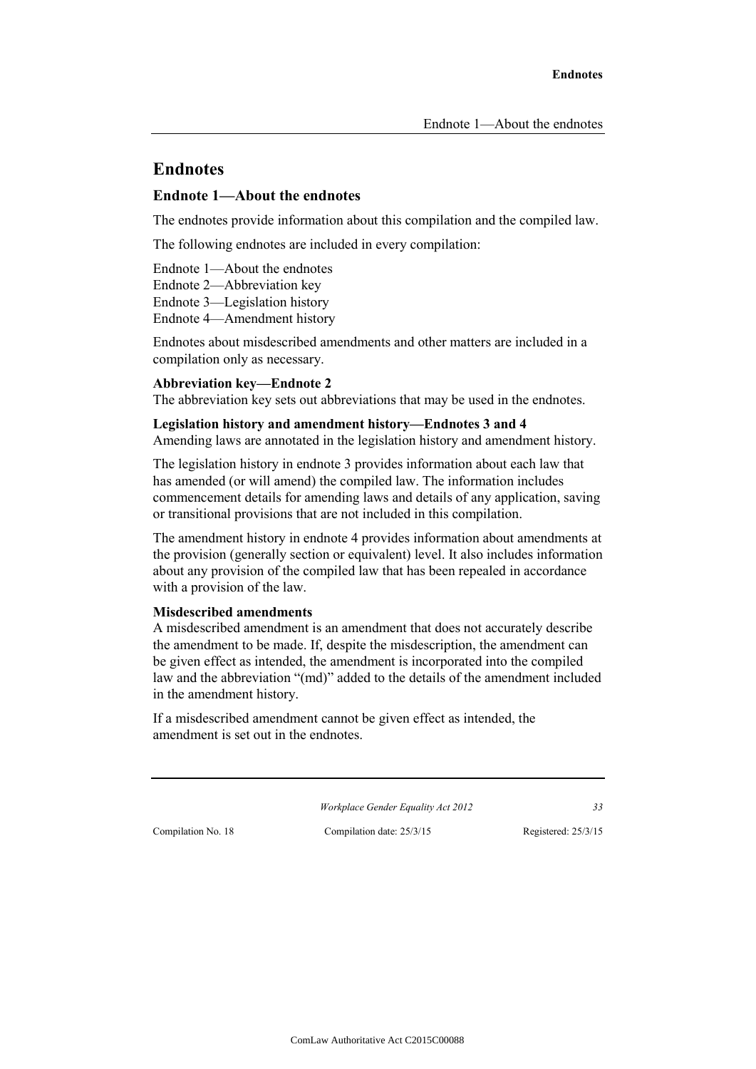## Endnotes

### Endnote 1—About the endnotes

The endnotes provide information about this compilation and the compiled law.

The following endnotes are included in every compilation:

Endnote 1—About the endnotes
Endnote 2—Abbreviation key
Endnote 3—Legislation history
Endnote 4—Amendment history

Endnotes about misdescribed amendments and other matters are included in a compilation only as necessary.

**Abbreviation key—Endnote 2**
The abbreviation key sets out abbreviations that may be used in the endnotes.

**Legislation history and amendment history—Endnotes 3 and 4**
Amending laws are annotated in the legislation history and amendment history.

The legislation history in endnote 3 provides information about each law that has amended (or will amend) the compiled law. The information includes commencement details for amending laws and details of any application, saving or transitional provisions that are not included in this compilation.

The amendment history in endnote 4 provides information about amendments at the provision (generally section or equivalent) level. It also includes information about any provision of the compiled law that has been repealed in accordance with a provision of the law.

**Misdescribed amendments**
A misdescribed amendment is an amendment that does not accurately describe the amendment to be made. If, despite the misdescription, the amendment can be given effect as intended, the amendment is incorporated into the compiled law and the abbreviation "(md)" added to the details of the amendment included in the amendment history.

If a misdescribed amendment cannot be given effect as intended, the amendment is set out in the endnotes.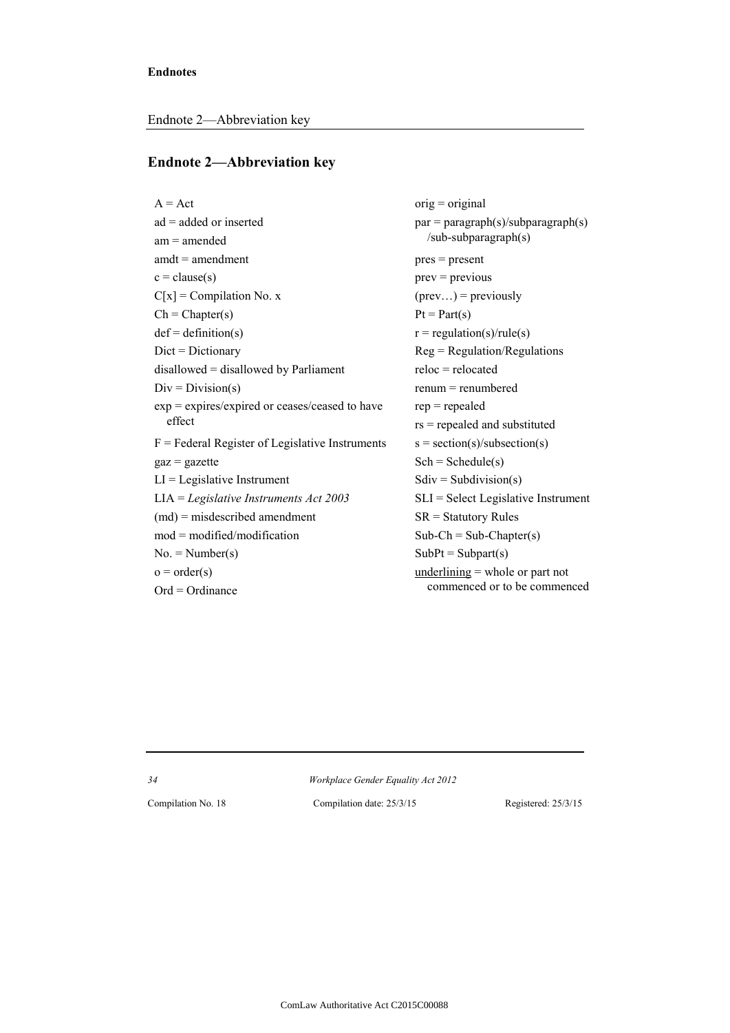## Endnote 2—Abbreviation key

A = Act
ad = added or inserted
am = amended
amdt = amendment
c = clause(s)
C[x] = Compilation No. x
Ch = Chapter(s)
def = definition(s)
Dict = Dictionary
disallowed = disallowed by Parliament
Div = Division(s)
exp = expires/expired or ceases/ceased to have effect
F = Federal Register of Legislative Instruments
gaz = gazette
LI = Legislative Instrument
LIA = *Legislative Instruments Act 2003*
(md) = misdescribed amendment
mod = modified/modification
No. = Number(s)
o = order(s)
Ord = Ordinance
orig = original
par = paragraph(s)/subparagraph(s)/sub-subparagraph(s)
pres = present
prev = previous
(prev…) = previously
Pt = Part(s)
r = regulation(s)/rule(s)
Reg = Regulation/Regulations
reloc = relocated
renum = renumbered
rep = repealed
rs = repealed and substituted
s = section(s)/subsection(s)
Sch = Schedule(s)
Sdiv = Subdivision(s)
SLI = Select Legislative Instrument
SR = Statutory Rules
Sub-Ch = Sub-Chapter(s)
SubPt = Subpart(s)
<u>underlining</u> = whole or part not commenced or to be commenced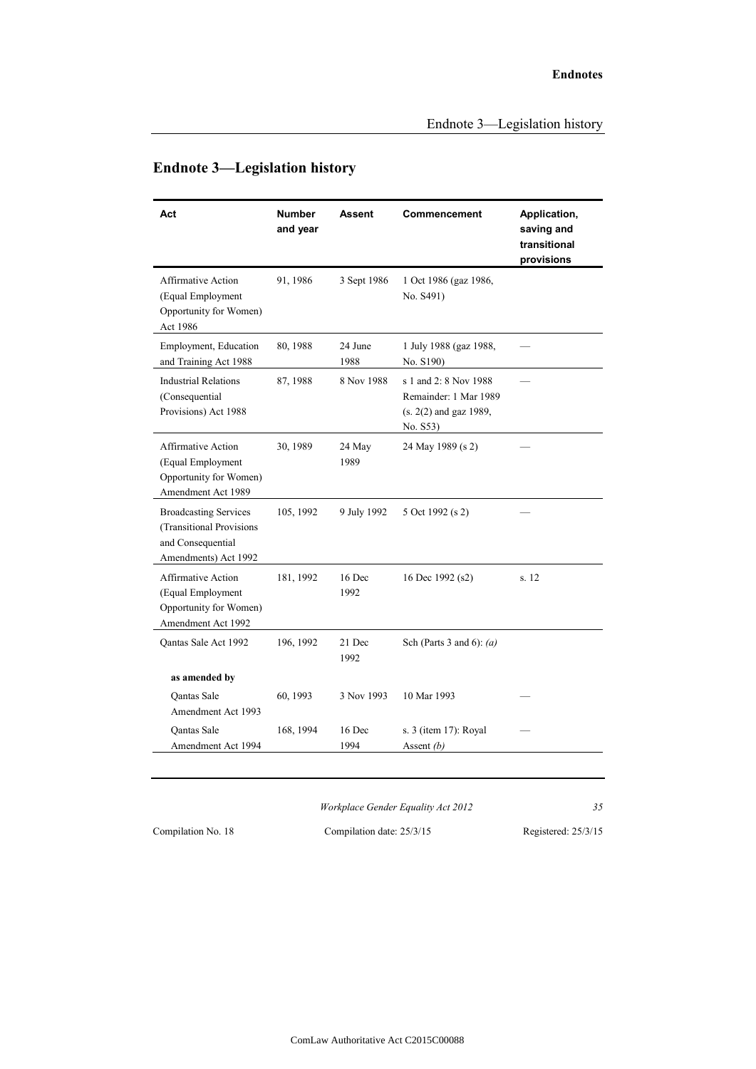## Endnote 3—Legislation history

| Act | Number and year | Assent | Commencement | Application, saving and transitional provisions |
|---|---|---|---|---|
| Affirmative Action (Equal Employment Opportunity for Women) Act 1986 | 91, 1986 | 3 Sept 1986 | 1 Oct 1986 (gaz 1986, No. S491) | |
| Employment, Education and Training Act 1988 | 80, 1988 | 24 June 1988 | 1 July 1988 (gaz 1988, No. S190) | — |
| Industrial Relations (Consequential Provisions) Act 1988 | 87, 1988 | 8 Nov 1988 | s 1 and 2: 8 Nov 1988<br>Remainder: 1 Mar 1989 (s. 2(2) and gaz 1989, No. S53) | — |
| Affirmative Action (Equal Employment Opportunity for Women) Amendment Act 1989 | 30, 1989 | 24 May 1989 | 24 May 1989 (s 2) | — |
| Broadcasting Services (Transitional Provisions and Consequential Amendments) Act 1992 | 105, 1992 | 9 July 1992 | 5 Oct 1992 (s 2) | — |
| Affirmative Action (Equal Employment Opportunity for Women) Amendment Act 1992 | 181, 1992 | 16 Dec 1992 | 16 Dec 1992 (s2) | s. 12 |
| Qantas Sale Act 1992 | 196, 1992 | 21 Dec 1992 | Sch (Parts 3 and 6): *(a)* | |
| **as amended by** | | | | |
| Qantas Sale Amendment Act 1993 | 60, 1993 | 3 Nov 1993 | 10 Mar 1993 | — |
| Qantas Sale Amendment Act 1994 | 168, 1994 | 16 Dec 1994 | s. 3 (item 17): Royal Assent *(b)* | — |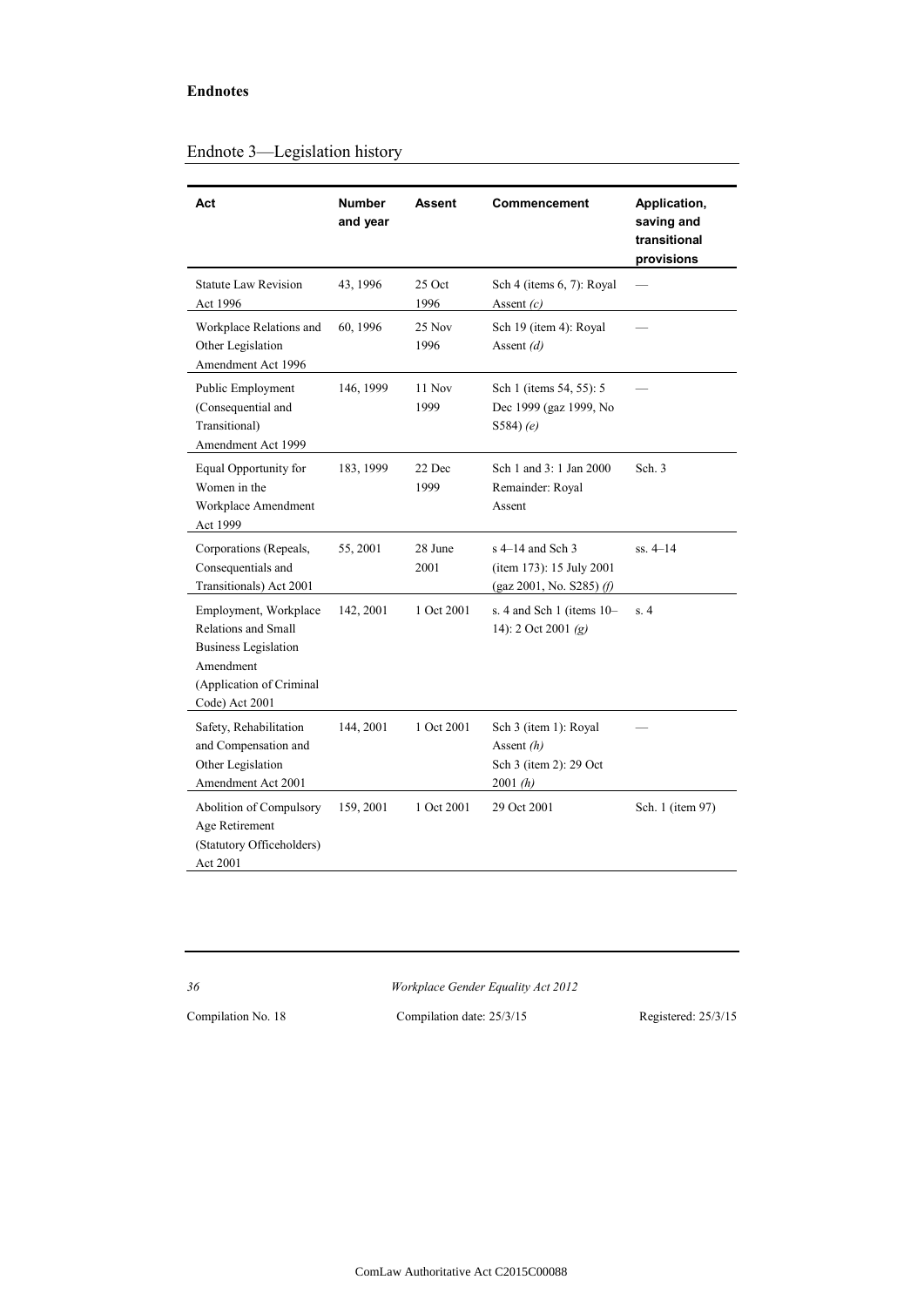## Endnote 3—Legislation history

| Act | Number and year | Assent | Commencement | Application, saving and transitional provisions |
|---|---|---|---|---|
| Statute Law Revision Act 1996 | 43, 1996 | 25 Oct 1996 | Sch 4 (items 6, 7): Royal Assent *(c)* | — |
| Workplace Relations and Other Legislation Amendment Act 1996 | 60, 1996 | 25 Nov 1996 | Sch 19 (item 4): Royal Assent *(d)* | — |
| Public Employment (Consequential and Transitional) Amendment Act 1999 | 146, 1999 | 11 Nov 1999 | Sch 1 (items 54, 55): 5 Dec 1999 (gaz 1999, No S584) *(e)* | — |
| Equal Opportunity for Women in the Workplace Amendment Act 1999 | 183, 1999 | 22 Dec 1999 | Sch 1 and 3: 1 Jan 2000<br>Remainder: Royal Assent | Sch. 3 |
| Corporations (Repeals, Consequentials and Transitionals) Act 2001 | 55, 2001 | 28 June 2001 | s 4–14 and Sch 3 (item 173): 15 July 2001 (gaz 2001, No. S285) *(f)* | ss. 4–14 |
| Employment, Workplace Relations and Small Business Legislation Amendment (Application of Criminal Code) Act 2001 | 142, 2001 | 1 Oct 2001 | s. 4 and Sch 1 (items 10–14): 2 Oct 2001 *(g)* | s. 4 |
| Safety, Rehabilitation and Compensation and Other Legislation Amendment Act 2001 | 144, 2001 | 1 Oct 2001 | Sch 3 (item 1): Royal Assent *(h)*<br>Sch 3 (item 2): 29 Oct 2001 *(h)* | — |
| Abolition of Compulsory Age Retirement (Statutory Officeholders) Act 2001 | 159, 2001 | 1 Oct 2001 | 29 Oct 2001 | Sch. 1 (item 97) |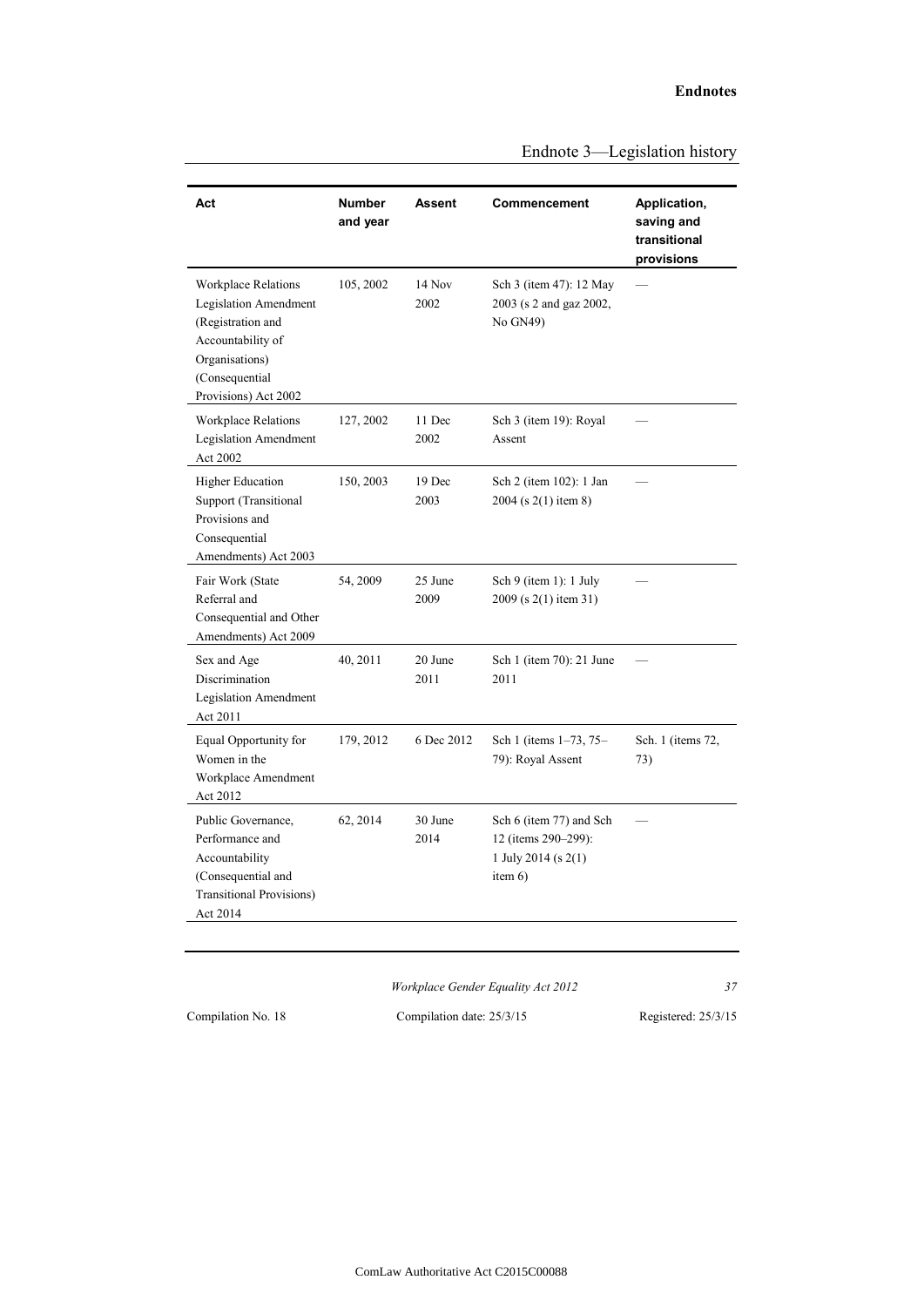## Endnote 3—Legislation history

| Act | Number and year | Assent | Commencement | Application, saving and transitional provisions |
|---|---|---|---|---|
| Workplace Relations Legislation Amendment (Registration and Accountability of Organisations) (Consequential Provisions) Act 2002 | 105, 2002 | 14 Nov 2002 | Sch 3 (item 47): 12 May 2003 (s 2 and gaz 2002, No GN49) | — |
| Workplace Relations Legislation Amendment Act 2002 | 127, 2002 | 11 Dec 2002 | Sch 3 (item 19): Royal Assent | — |
| Higher Education Support (Transitional Provisions and Consequential Amendments) Act 2003 | 150, 2003 | 19 Dec 2003 | Sch 2 (item 102): 1 Jan 2004 (s 2(1) item 8) | — |
| Fair Work (State Referral and Consequential and Other Amendments) Act 2009 | 54, 2009 | 25 June 2009 | Sch 9 (item 1): 1 July 2009 (s 2(1) item 31) | — |
| Sex and Age Discrimination Legislation Amendment Act 2011 | 40, 2011 | 20 June 2011 | Sch 1 (item 70): 21 June 2011 | — |
| Equal Opportunity for Women in the Workplace Amendment Act 2012 | 179, 2012 | 6 Dec 2012 | Sch 1 (items 1–73, 75–79): Royal Assent | Sch. 1 (items 72, 73) |
| Public Governance, Performance and Accountability (Consequential and Transitional Provisions) Act 2014 | 62, 2014 | 30 June 2014 | Sch 6 (item 77) and Sch 12 (items 290–299): 1 July 2014 (s 2(1) item 6) | — |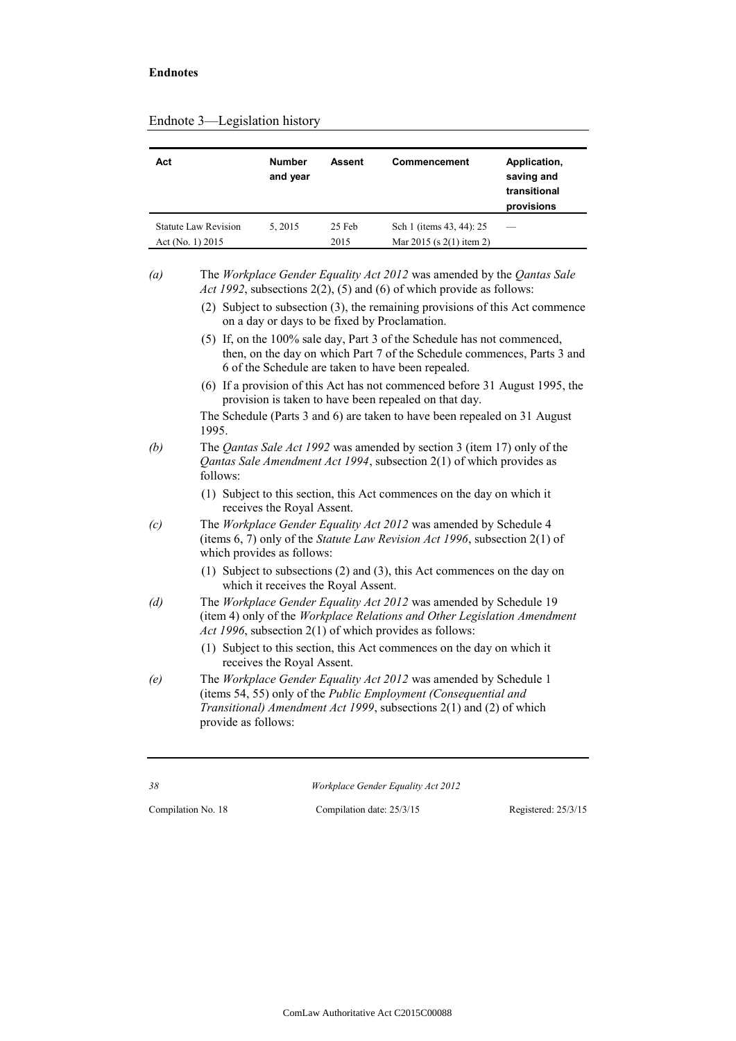Endnote 3—Legislation history

| Act | Number and year | Assent | Commencement | Application, saving and transitional provisions |
|---|---|---|---|---|
| Statute Law Revision Act (No. 1) 2015 | 5, 2015 | 25 Feb 2015 | Sch 1 (items 43, 44): 25 Mar 2015 (s 2(1) item 2) | — |

*(a)* The *Workplace Gender Equality Act 2012* was amended by the *Qantas Sale Act 1992*, subsections 2(2), (5) and (6) of which provide as follows:

> (2) Subject to subsection (3), the remaining provisions of this Act commence on a day or days to be fixed by Proclamation.
>
> (5) If, on the 100% sale day, Part 3 of the Schedule has not commenced, then, on the day on which Part 7 of the Schedule commences, Parts 3 and 6 of the Schedule are taken to have been repealed.
>
> (6) If a provision of this Act has not commenced before 31 August 1995, the provision is taken to have been repealed on that day.

The Schedule (Parts 3 and 6) are taken to have been repealed on 31 August 1995.

*(b)* The *Qantas Sale Act 1992* was amended by section 3 (item 17) only of the *Qantas Sale Amendment Act 1994*, subsection 2(1) of which provides as follows:

> (1) Subject to this section, this Act commences on the day on which it receives the Royal Assent.

*(c)* The *Workplace Gender Equality Act 2012* was amended by Schedule 4 (items 6, 7) only of the *Statute Law Revision Act 1996*, subsection 2(1) of which provides as follows:

> (1) Subject to subsections (2) and (3), this Act commences on the day on which it receives the Royal Assent.

*(d)* The *Workplace Gender Equality Act 2012* was amended by Schedule 19 (item 4) only of the *Workplace Relations and Other Legislation Amendment Act 1996*, subsection 2(1) of which provides as follows:

> (1) Subject to this section, this Act commences on the day on which it receives the Royal Assent.

*(e)* The *Workplace Gender Equality Act 2012* was amended by Schedule 1 (items 54, 55) only of the *Public Employment (Consequential and Transitional) Amendment Act 1999*, subsections 2(1) and (2) of which provide as follows: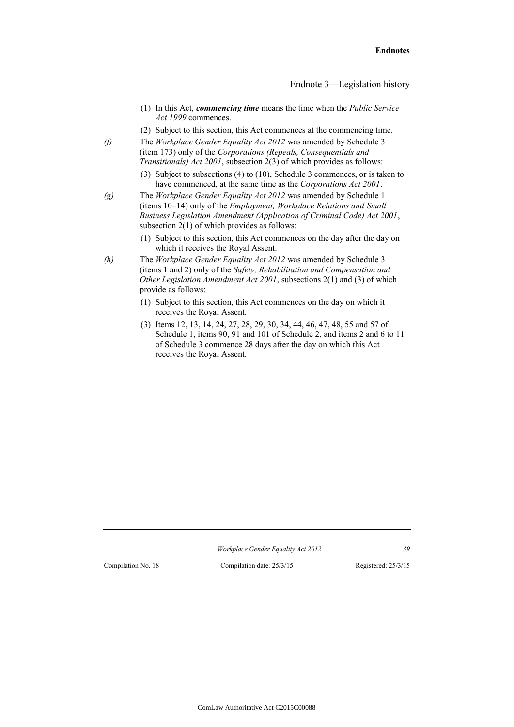(1) In this Act, ***commencing time*** means the time when the *Public Service Act 1999* commences.

(2) Subject to this section, this Act commences at the commencing time.

*(f)* The *Workplace Gender Equality Act 2012* was amended by Schedule 3 (item 173) only of the *Corporations (Repeals, Consequentials and Transitionals) Act 2001*, subsection 2(3) of which provides as follows:

(3) Subject to subsections (4) to (10), Schedule 3 commences, or is taken to have commenced, at the same time as the *Corporations Act 2001*.

*(g)* The *Workplace Gender Equality Act 2012* was amended by Schedule 1 (items 10–14) only of the *Employment, Workplace Relations and Small Business Legislation Amendment (Application of Criminal Code) Act 2001*, subsection 2(1) of which provides as follows:

(1) Subject to this section, this Act commences on the day after the day on which it receives the Royal Assent.

*(h)* The *Workplace Gender Equality Act 2012* was amended by Schedule 3 (items 1 and 2) only of the *Safety, Rehabilitation and Compensation and Other Legislation Amendment Act 2001*, subsections 2(1) and (3) of which provide as follows:

(1) Subject to this section, this Act commences on the day on which it receives the Royal Assent.

(3) Items 12, 13, 14, 24, 27, 28, 29, 30, 34, 44, 46, 47, 48, 55 and 57 of Schedule 1, items 90, 91 and 101 of Schedule 2, and items 2 and 6 to 11 of Schedule 3 commence 28 days after the day on which this Act receives the Royal Assent.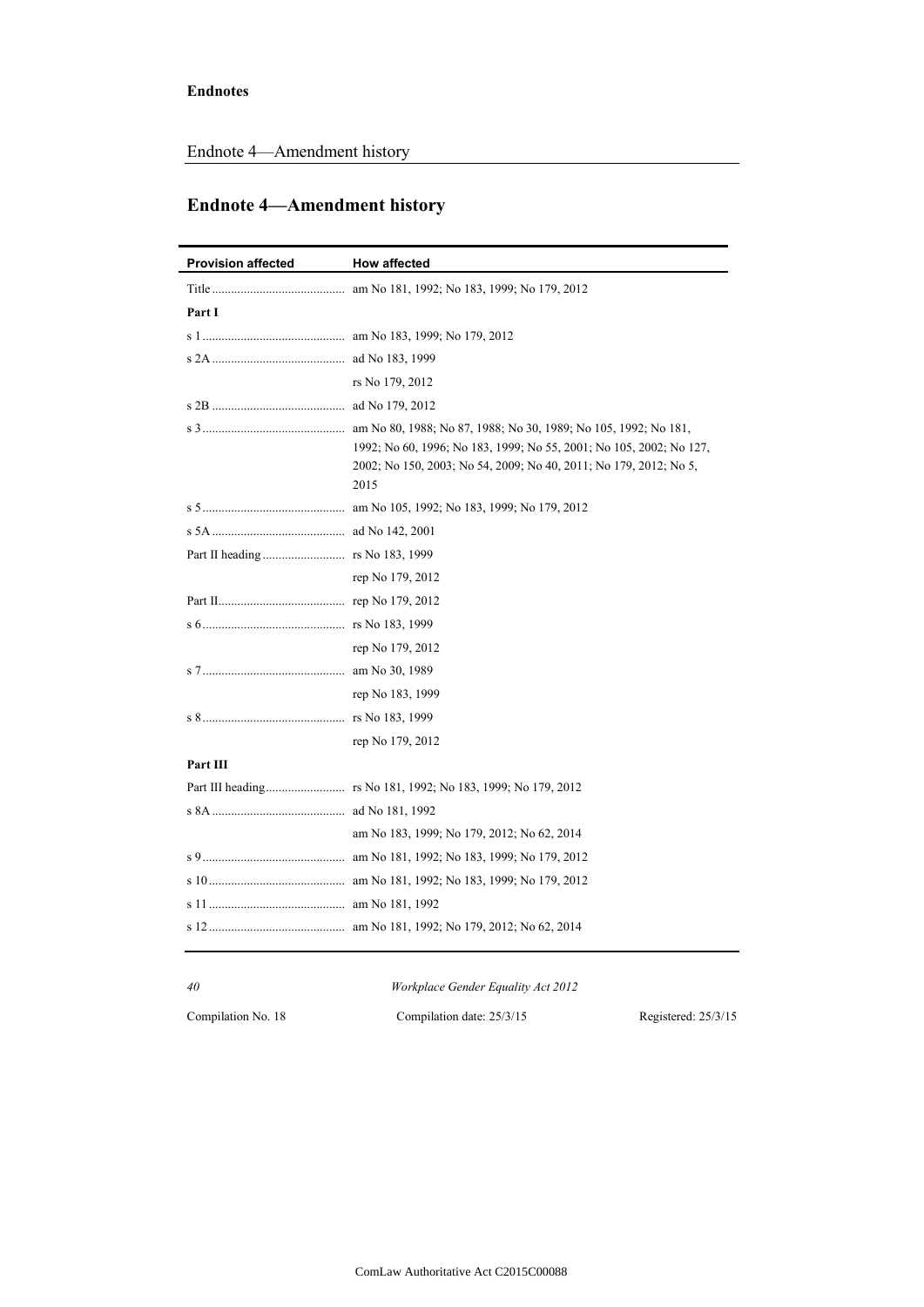## Endnote 4—Amendment history

| Provision affected | How affected |
| --- | --- |
| Title | am No 181, 1992; No 183, 1999; No 179, 2012 |
| **Part I** | |
| s 1 | am No 183, 1999; No 179, 2012 |
| s 2A | ad No 183, 1999 |
| | rs No 179, 2012 |
| s 2B | ad No 179, 2012 |
| s 3 | am No 80, 1988; No 87, 1988; No 30, 1989; No 105, 1992; No 181, 1992; No 60, 1996; No 183, 1999; No 55, 2001; No 105, 2002; No 127, 2002; No 150, 2003; No 54, 2009; No 40, 2011; No 179, 2012; No 5, 2015 |
| s 5 | am No 105, 1992; No 183, 1999; No 179, 2012 |
| s 5A | ad No 142, 2001 |
| Part II heading | rs No 183, 1999 |
| | rep No 179, 2012 |
| Part II | rep No 179, 2012 |
| s 6 | rs No 183, 1999 |
| | rep No 179, 2012 |
| s 7 | am No 30, 1989 |
| | rep No 183, 1999 |
| s 8 | rs No 183, 1999 |
| | rep No 179, 2012 |
| **Part III** | |
| Part III heading | rs No 181, 1992; No 183, 1999; No 179, 2012 |
| s 8A | ad No 181, 1992 |
| | am No 183, 1999; No 179, 2012; No 62, 2014 |
| s 9 | am No 181, 1992; No 183, 1999; No 179, 2012 |
| s 10 | am No 181, 1992; No 183, 1999; No 179, 2012 |
| s 11 | am No 181, 1992 |
| s 12 | am No 181, 1992; No 179, 2012; No 62, 2014 |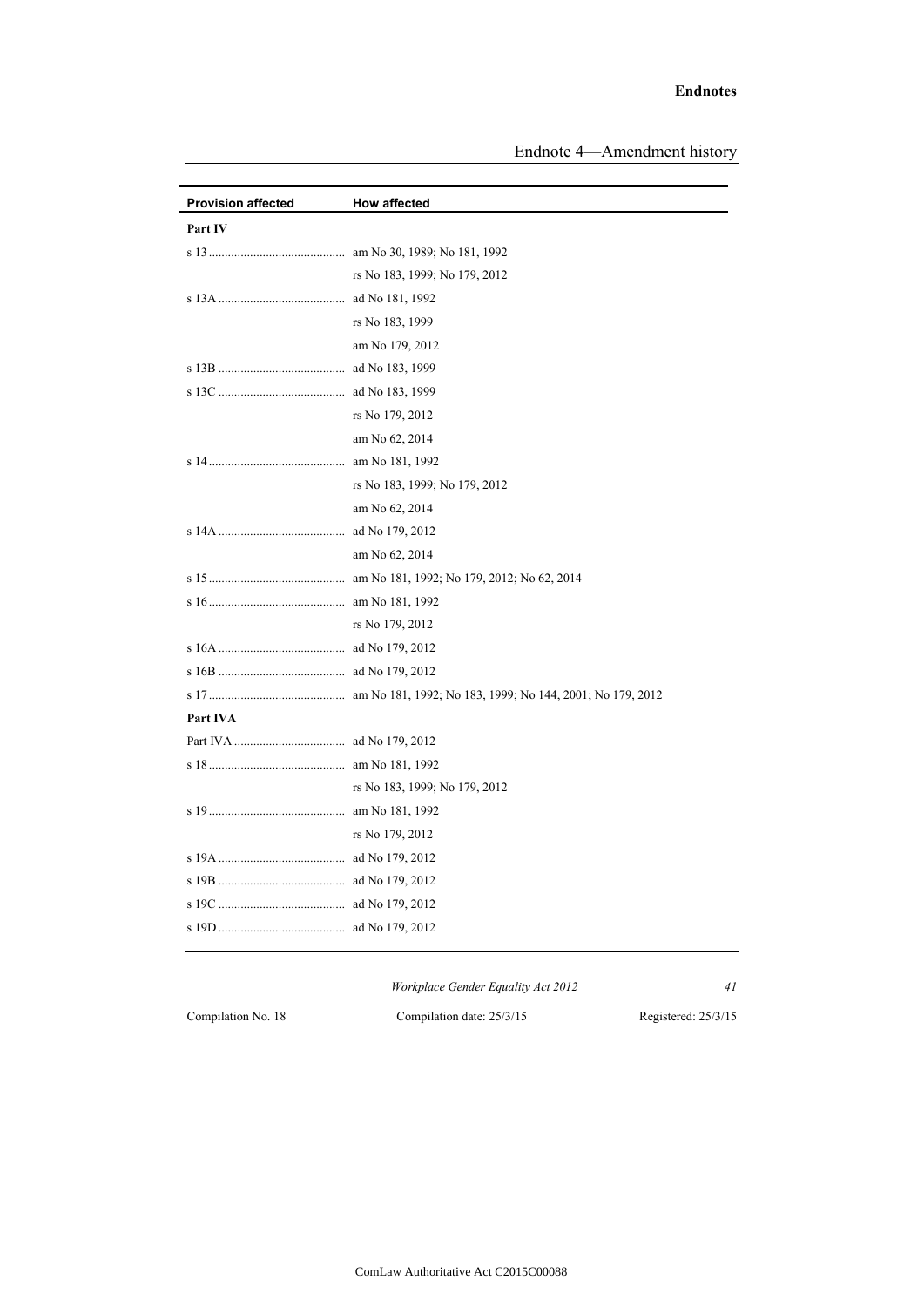## Endnote 4—Amendment history

| Provision affected | How affected |
| --- | --- |
| **Part IV** | |
| s 13 | am No 30, 1989; No 181, 1992 |
| | rs No 183, 1999; No 179, 2012 |
| s 13A | ad No 181, 1992 |
| | rs No 183, 1999 |
| | am No 179, 2012 |
| s 13B | ad No 183, 1999 |
| s 13C | ad No 183, 1999 |
| | rs No 179, 2012 |
| | am No 62, 2014 |
| s 14 | am No 181, 1992 |
| | rs No 183, 1999; No 179, 2012 |
| | am No 62, 2014 |
| s 14A | ad No 179, 2012 |
| | am No 62, 2014 |
| s 15 | am No 181, 1992; No 179, 2012; No 62, 2014 |
| s 16 | am No 181, 1992 |
| | rs No 179, 2012 |
| s 16A | ad No 179, 2012 |
| s 16B | ad No 179, 2012 |
| s 17 | am No 181, 1992; No 183, 1999; No 144, 2001; No 179, 2012 |
| **Part IVA** | |
| Part IVA | ad No 179, 2012 |
| s 18 | am No 181, 1992 |
| | rs No 183, 1999; No 179, 2012 |
| s 19 | am No 181, 1992 |
| | rs No 179, 2012 |
| s 19A | ad No 179, 2012 |
| s 19B | ad No 179, 2012 |
| s 19C | ad No 179, 2012 |
| s 19D | ad No 179, 2012 |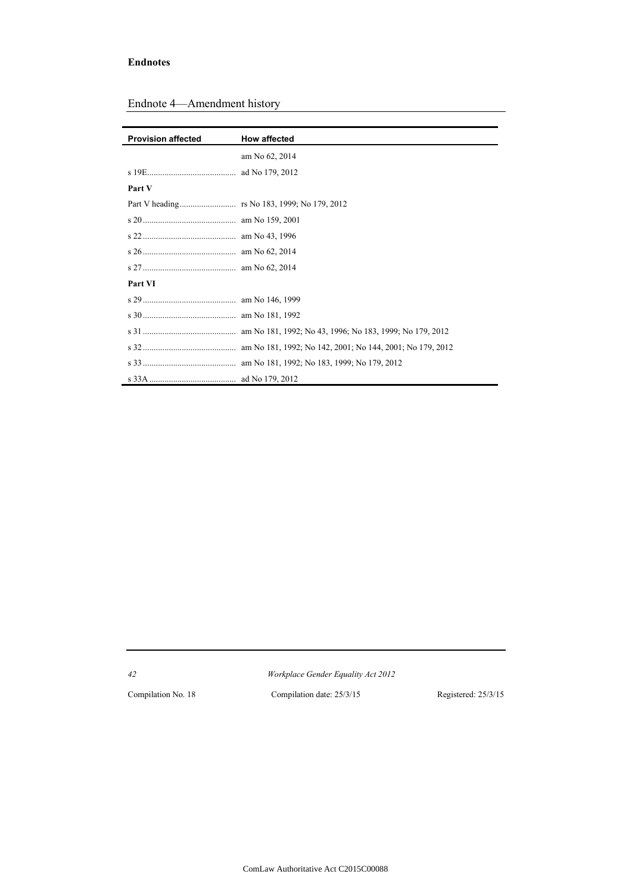## Endnote 4—Amendment history

| Provision affected | How affected |
|---|---|
| | am No 62, 2014 |
| s 19E | ad No 179, 2012 |
| **Part V** | |
| Part V heading | rs No 183, 1999; No 179, 2012 |
| s 20 | am No 159, 2001 |
| s 22 | am No 43, 1996 |
| s 26 | am No 62, 2014 |
| s 27 | am No 62, 2014 |
| **Part VI** | |
| s 29 | am No 146, 1999 |
| s 30 | am No 181, 1992 |
| s 31 | am No 181, 1992; No 43, 1996; No 183, 1999; No 179, 2012 |
| s 32 | am No 181, 1992; No 142, 2001; No 144, 2001; No 179, 2012 |
| s 33 | am No 181, 1992; No 183, 1999; No 179, 2012 |
| s 33A | ad No 179, 2012 |